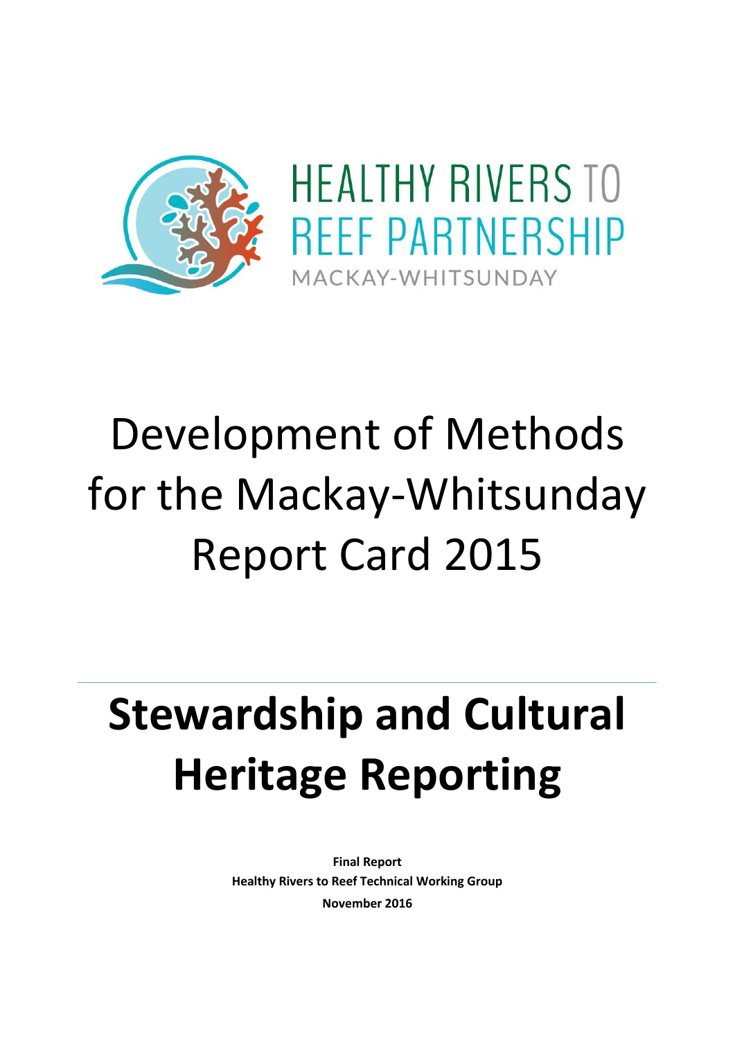HEALTHY RIVERS TO REEF PARTNERSHIP

MACKAY-WHITSUNDAY

# Development of Methods for the Mackay-Whitsunday Report Card 2015

# Stewardship and Cultural Heritage Reporting

**Final Report**

**Healthy Rivers to Reef Technical Working Group**

**November 2016**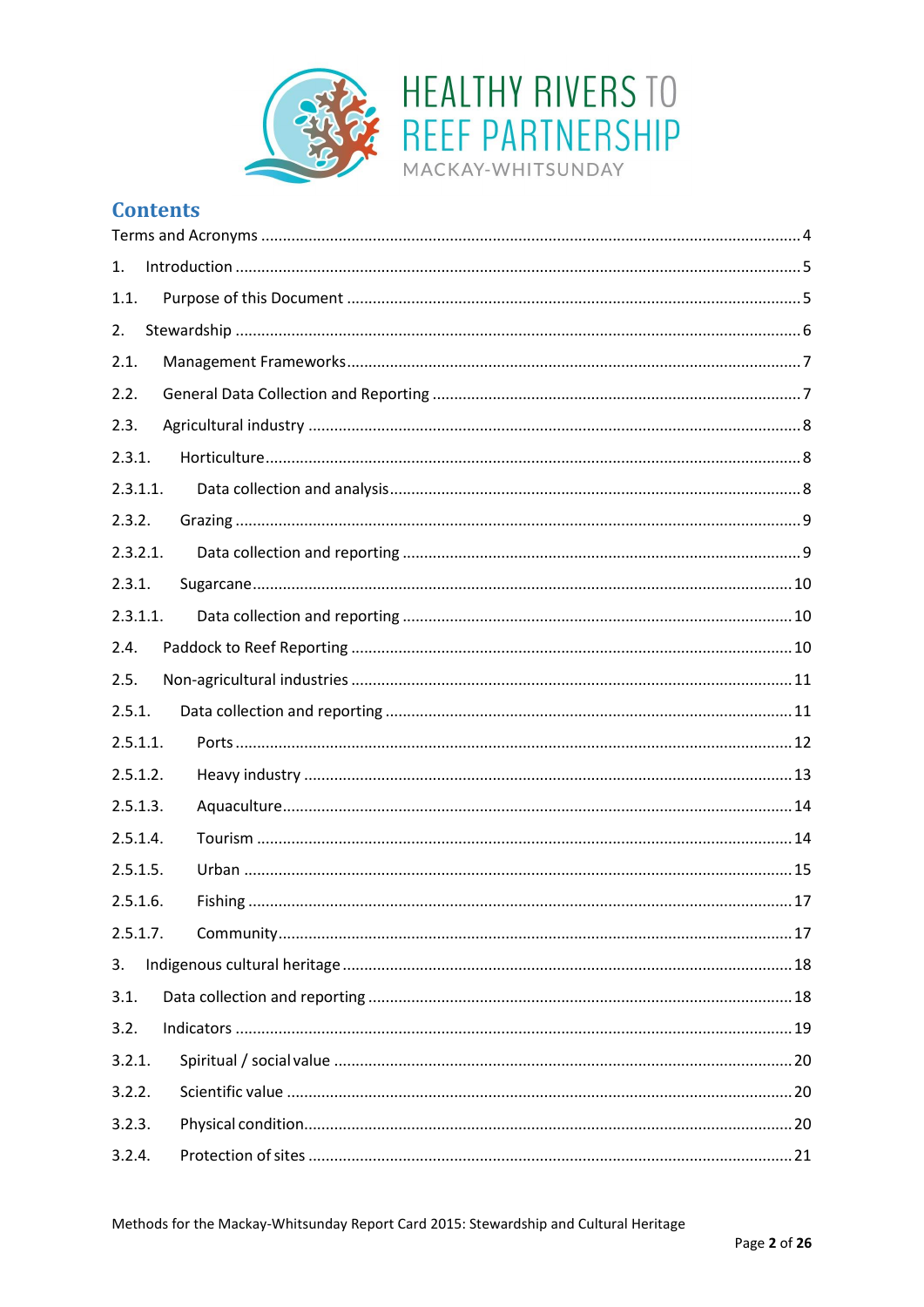## Contents

Terms and Acronyms ..... 4

1. Introduction ..... 5

1.1. Purpose of this Document ..... 5

2. Stewardship ..... 6

2.1. Management Frameworks ..... 7

2.2. General Data Collection and Reporting ..... 7

2.3. Agricultural industry ..... 8

2.3.1. Horticulture ..... 8

2.3.1.1. Data collection and analysis ..... 8

2.3.2. Grazing ..... 9

2.3.2.1. Data collection and reporting ..... 9

2.3.1. Sugarcane ..... 10

2.3.1.1. Data collection and reporting ..... 10

2.4. Paddock to Reef Reporting ..... 10

2.5. Non-agricultural industries ..... 11

2.5.1. Data collection and reporting ..... 11

2.5.1.1. Ports ..... 12

2.5.1.2. Heavy industry ..... 13

2.5.1.3. Aquaculture ..... 14

2.5.1.4. Tourism ..... 14

2.5.1.5. Urban ..... 15

2.5.1.6. Fishing ..... 17

2.5.1.7. Community ..... 17

3. Indigenous cultural heritage ..... 18

3.1. Data collection and reporting ..... 18

3.2. Indicators ..... 19

3.2.1. Spiritual / social value ..... 20

3.2.2. Scientific value ..... 20

3.2.3. Physical condition ..... 20

3.2.4. Protection of sites ..... 21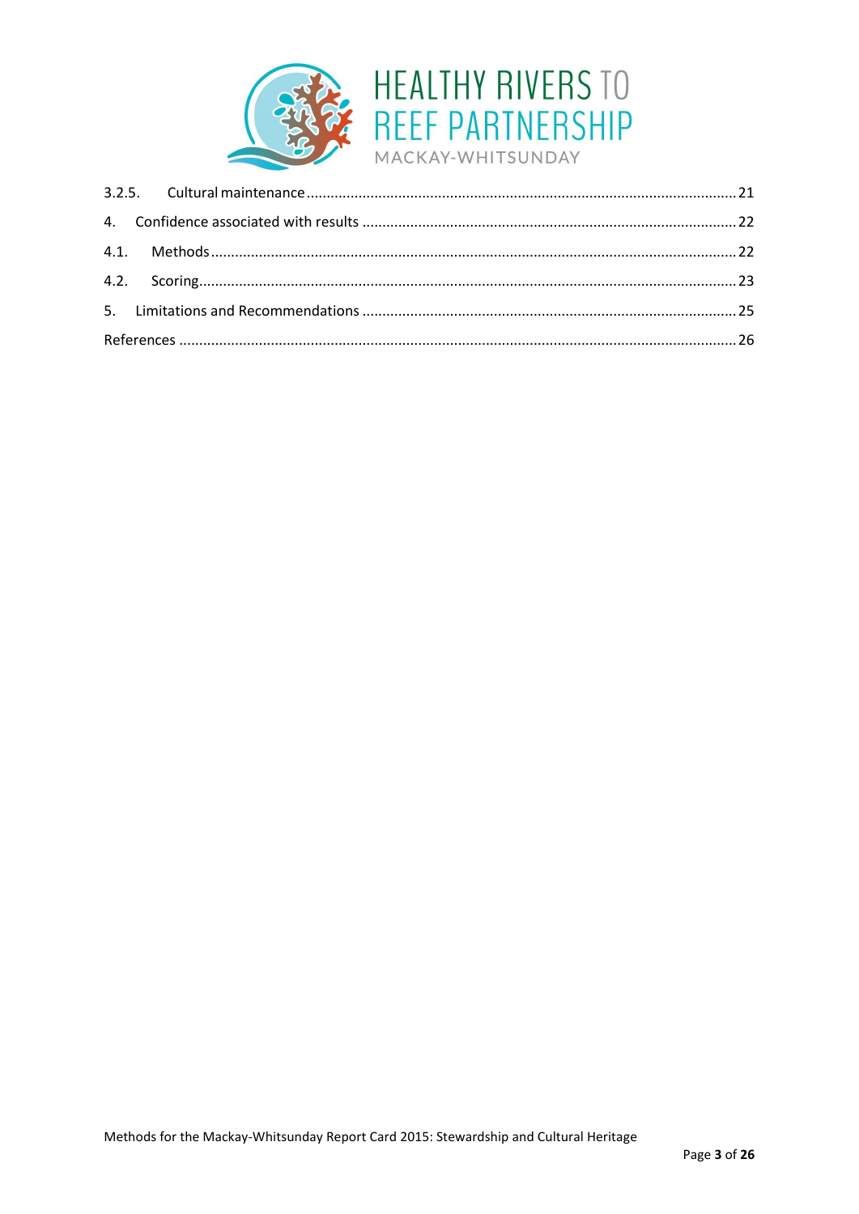3.2.5. Cultural maintenance ..... 21

4. Confidence associated with results ..... 22

4.1. Methods ..... 22

4.2. Scoring ..... 23

5. Limitations and Recommendations ..... 25

References ..... 26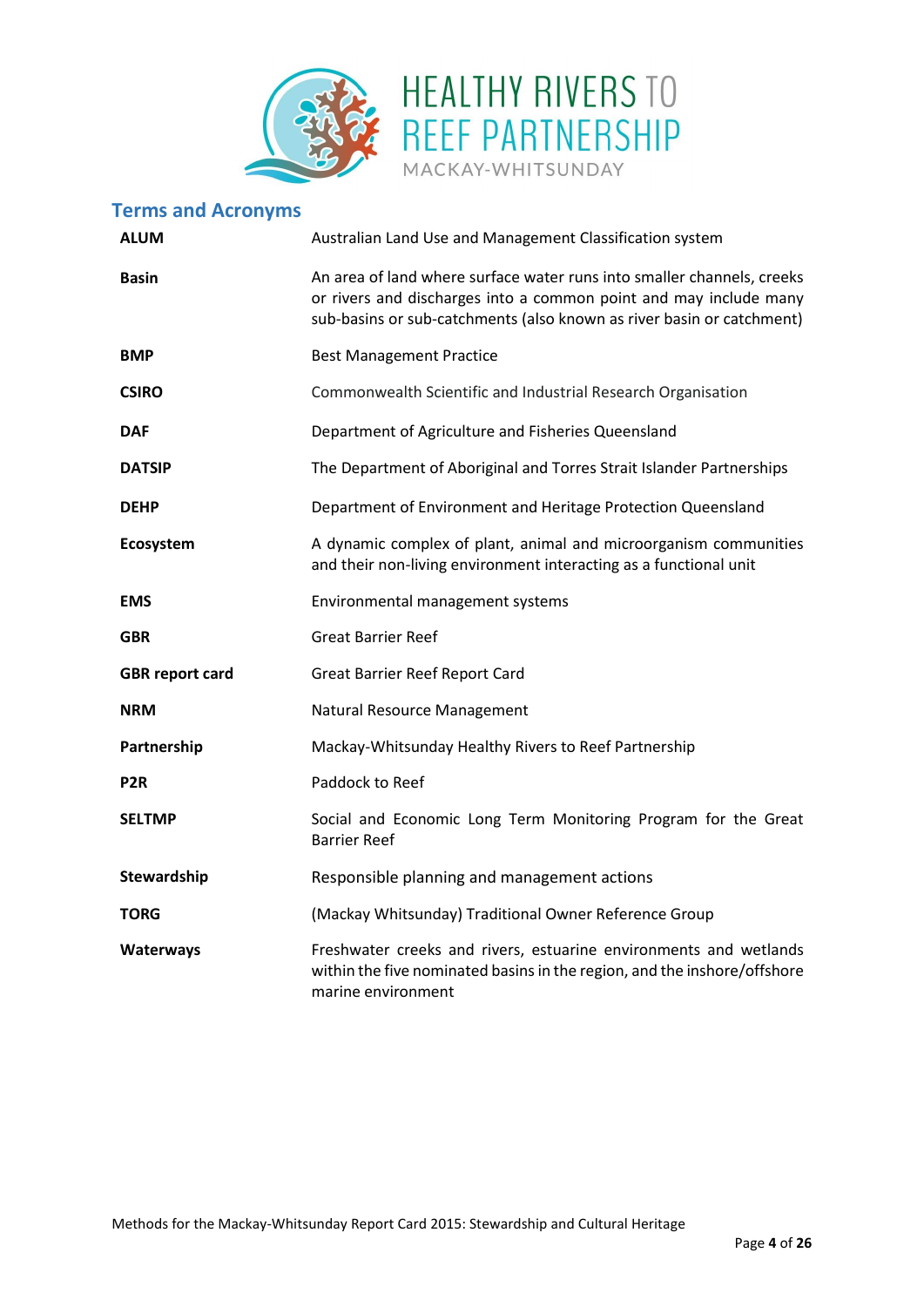## Terms and Acronyms

| | |
|---|---|
| **ALUM** | Australian Land Use and Management Classification system |
| **Basin** | An area of land where surface water runs into smaller channels, creeks or rivers and discharges into a common point and may include many sub-basins or sub-catchments (also known as river basin or catchment) |
| **BMP** | Best Management Practice |
| **CSIRO** | Commonwealth Scientific and Industrial Research Organisation |
| **DAF** | Department of Agriculture and Fisheries Queensland |
| **DATSIP** | The Department of Aboriginal and Torres Strait Islander Partnerships |
| **DEHP** | Department of Environment and Heritage Protection Queensland |
| **Ecosystem** | A dynamic complex of plant, animal and microorganism communities and their non-living environment interacting as a functional unit |
| **EMS** | Environmental management systems |
| **GBR** | Great Barrier Reef |
| **GBR report card** | Great Barrier Reef Report Card |
| **NRM** | Natural Resource Management |
| **Partnership** | Mackay-Whitsunday Healthy Rivers to Reef Partnership |
| **P2R** | Paddock to Reef |
| **SELTMP** | Social and Economic Long Term Monitoring Program for the Great Barrier Reef |
| **Stewardship** | Responsible planning and management actions |
| **TORG** | (Mackay Whitsunday) Traditional Owner Reference Group |
| **Waterways** | Freshwater creeks and rivers, estuarine environments and wetlands within the five nominated basins in the region, and the inshore/offshore marine environment |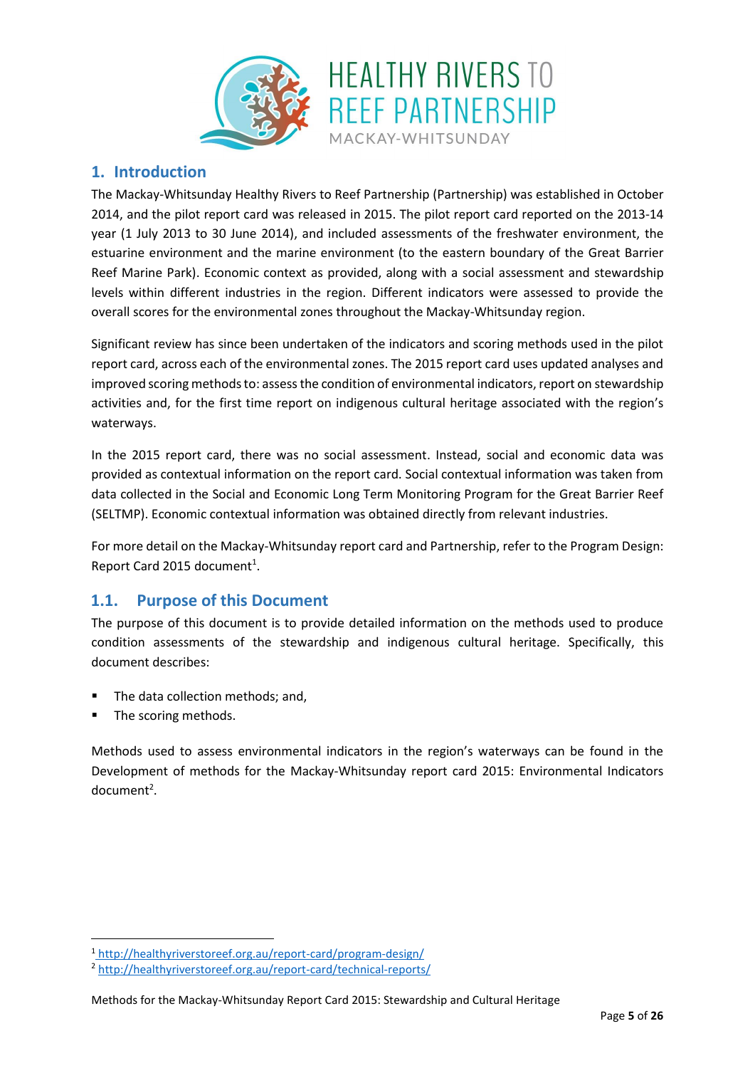# 1. Introduction

The Mackay-Whitsunday Healthy Rivers to Reef Partnership (Partnership) was established in October 2014, and the pilot report card was released in 2015. The pilot report card reported on the 2013-14 year (1 July 2013 to 30 June 2014), and included assessments of the freshwater environment, the estuarine environment and the marine environment (to the eastern boundary of the Great Barrier Reef Marine Park). Economic context as provided, along with a social assessment and stewardship levels within different industries in the region. Different indicators were assessed to provide the overall scores for the environmental zones throughout the Mackay-Whitsunday region.

Significant review has since been undertaken of the indicators and scoring methods used in the pilot report card, across each of the environmental zones. The 2015 report card uses updated analyses and improved scoring methods to: assess the condition of environmental indicators, report on stewardship activities and, for the first time report on indigenous cultural heritage associated with the region's waterways.

In the 2015 report card, there was no social assessment. Instead, social and economic data was provided as contextual information on the report card. Social contextual information was taken from data collected in the Social and Economic Long Term Monitoring Program for the Great Barrier Reef (SELTMP). Economic contextual information was obtained directly from relevant industries.

For more detail on the Mackay-Whitsunday report card and Partnership, refer to the Program Design: Report Card 2015 document[1].

## 1.1. Purpose of this Document

The purpose of this document is to provide detailed information on the methods used to produce condition assessments of the stewardship and indigenous cultural heritage. Specifically, this document describes:

- The data collection methods; and,
- The scoring methods.

Methods used to assess environmental indicators in the region's waterways can be found in the Development of methods for the Mackay-Whitsunday report card 2015: Environmental Indicators document[2].

[1] http://healthyriverstoreef.org.au/report-card/program-design/

[2] http://healthyriverstoreef.org.au/report-card/technical-reports/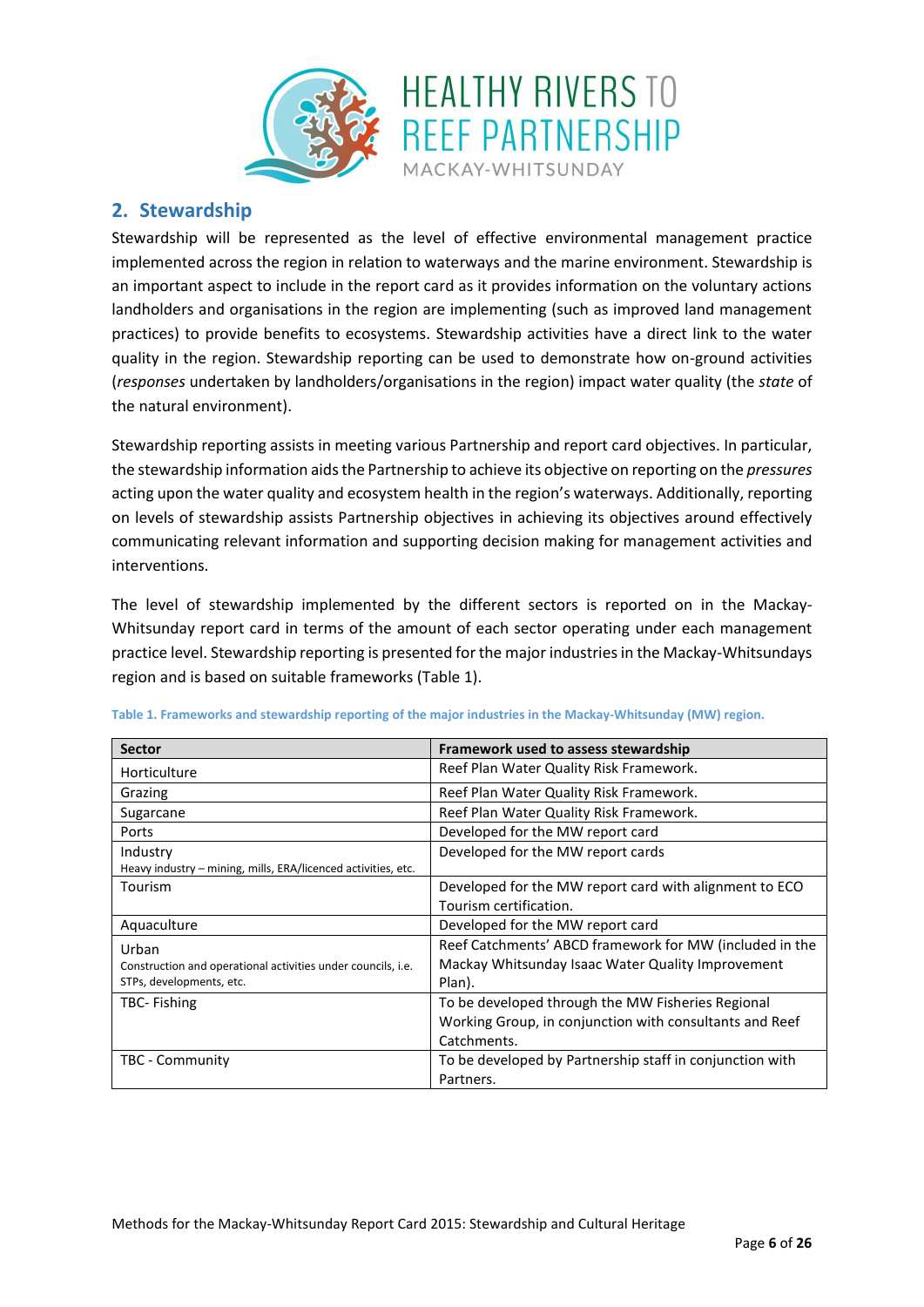## 2. Stewardship

Stewardship will be represented as the level of effective environmental management practice implemented across the region in relation to waterways and the marine environment. Stewardship is an important aspect to include in the report card as it provides information on the voluntary actions landholders and organisations in the region are implementing (such as improved land management practices) to provide benefits to ecosystems. Stewardship activities have a direct link to the water quality in the region. Stewardship reporting can be used to demonstrate how on-ground activities (*responses* undertaken by landholders/organisations in the region) impact water quality (the *state* of the natural environment).

Stewardship reporting assists in meeting various Partnership and report card objectives. In particular, the stewardship information aids the Partnership to achieve its objective on reporting on the *pressures* acting upon the water quality and ecosystem health in the region's waterways. Additionally, reporting on levels of stewardship assists Partnership objectives in achieving its objectives around effectively communicating relevant information and supporting decision making for management activities and interventions.

The level of stewardship implemented by the different sectors is reported on in the Mackay-Whitsunday report card in terms of the amount of each sector operating under each management practice level. Stewardship reporting is presented for the major industries in the Mackay-Whitsundays region and is based on suitable frameworks (Table 1).

**Table 1. Frameworks and stewardship reporting of the major industries in the Mackay-Whitsunday (MW) region.**

| Sector | Framework used to assess stewardship |
|---|---|
| Horticulture | Reef Plan Water Quality Risk Framework. |
| Grazing | Reef Plan Water Quality Risk Framework. |
| Sugarcane | Reef Plan Water Quality Risk Framework. |
| Ports | Developed for the MW report card |
| Industry<br>Heavy industry – mining, mills, ERA/licenced activities, etc. | Developed for the MW report cards |
| Tourism | Developed for the MW report card with alignment to ECO Tourism certification. |
| Aquaculture | Developed for the MW report card |
| Urban<br>Construction and operational activities under councils, i.e. STPs, developments, etc. | Reef Catchments' ABCD framework for MW (included in the Mackay Whitsunday Isaac Water Quality Improvement Plan). |
| TBC- Fishing | To be developed through the MW Fisheries Regional Working Group, in conjunction with consultants and Reef Catchments. |
| TBC - Community | To be developed by Partnership staff in conjunction with Partners. |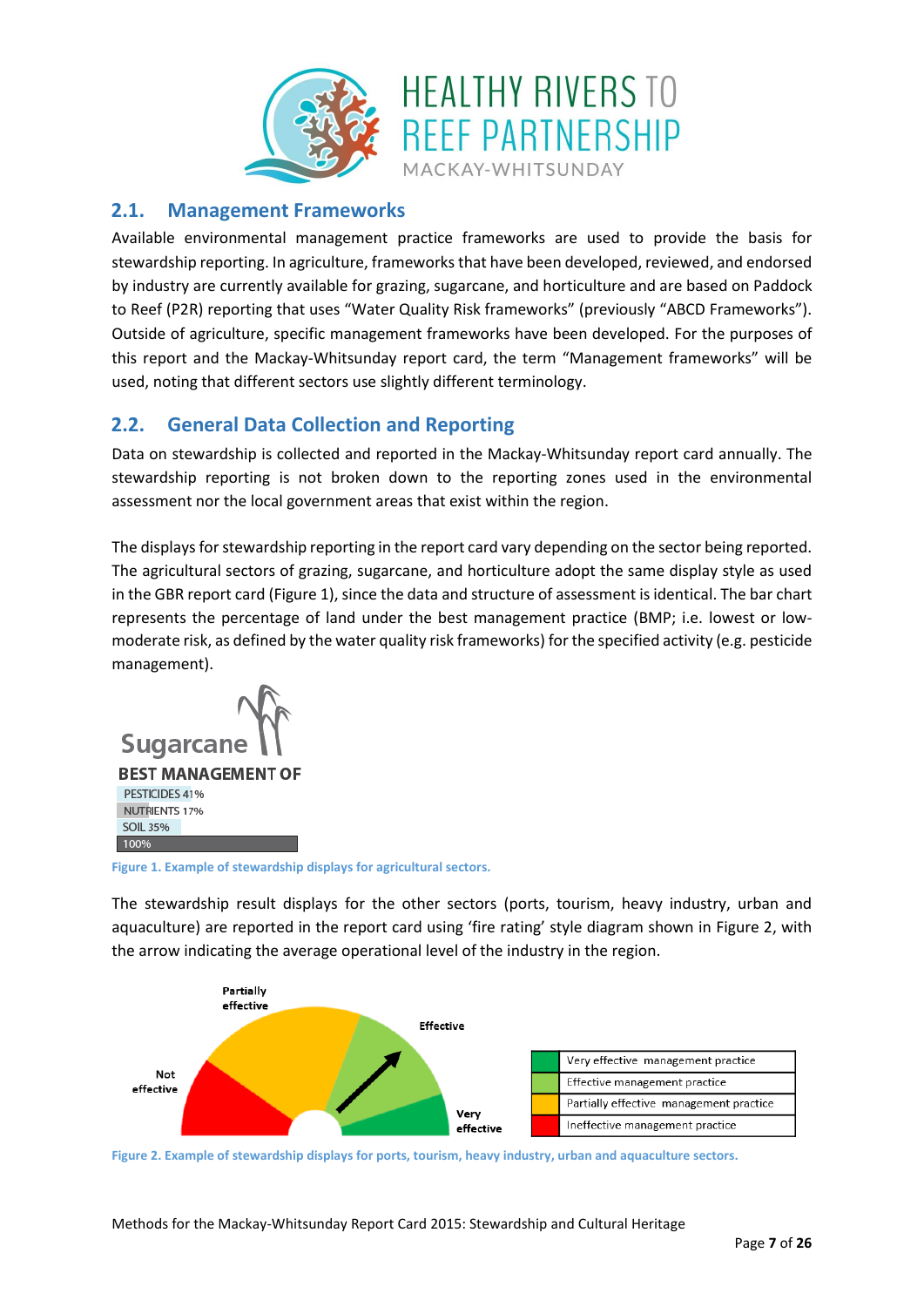## 2.1. Management Frameworks

Available environmental management practice frameworks are used to provide the basis for stewardship reporting. In agriculture, frameworks that have been developed, reviewed, and endorsed by industry are currently available for grazing, sugarcane, and horticulture and are based on Paddock to Reef (P2R) reporting that uses "Water Quality Risk frameworks" (previously "ABCD Frameworks"). Outside of agriculture, specific management frameworks have been developed. For the purposes of this report and the Mackay-Whitsunday report card, the term "Management frameworks" will be used, noting that different sectors use slightly different terminology.

## 2.2. General Data Collection and Reporting

Data on stewardship is collected and reported in the Mackay-Whitsunday report card annually. The stewardship reporting is not broken down to the reporting zones used in the environmental assessment nor the local government areas that exist within the region.

The displays for stewardship reporting in the report card vary depending on the sector being reported. The agricultural sectors of grazing, sugarcane, and horticulture adopt the same display style as used in the GBR report card (Figure 1), since the data and structure of assessment is identical. The bar chart represents the percentage of land under the best management practice (BMP; i.e. lowest or low-moderate risk, as defined by the water quality risk frameworks) for the specified activity (e.g. pesticide management).

Sugarcane

BEST MANAGEMENT OF

PESTICIDES 41%

NUTRIENTS 17%

SOIL 35%

100%

Figure 1. Example of stewardship displays for agricultural sectors.

The stewardship result displays for the other sectors (ports, tourism, heavy industry, urban and aquaculture) are reported in the report card using 'fire rating' style diagram shown in Figure 2, with the arrow indicating the average operational level of the industry in the region.

Not effective | Partially effective | Effective | Very effective

| | |
|---|---|
| Green | Very effective management practice |
| Light green | Effective management practice |
| Yellow | Partially effective management practice |
| Red | Ineffective management practice |

Figure 2. Example of stewardship displays for ports, tourism, heavy industry, urban and aquaculture sectors.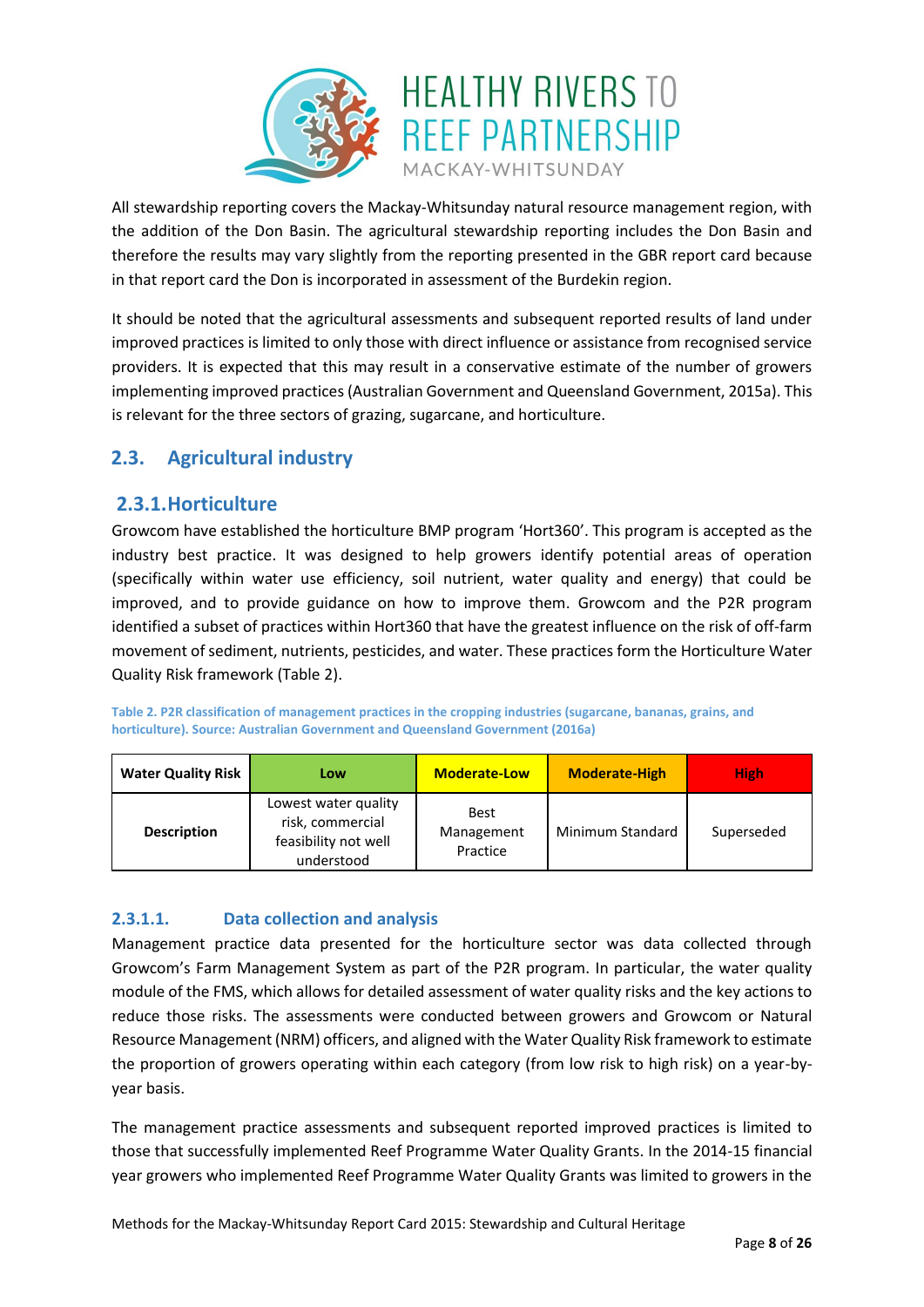All stewardship reporting covers the Mackay-Whitsunday natural resource management region, with the addition of the Don Basin. The agricultural stewardship reporting includes the Don Basin and therefore the results may vary slightly from the reporting presented in the GBR report card because in that report card the Don is incorporated in assessment of the Burdekin region.

It should be noted that the agricultural assessments and subsequent reported results of land under improved practices is limited to only those with direct influence or assistance from recognised service providers. It is expected that this may result in a conservative estimate of the number of growers implementing improved practices (Australian Government and Queensland Government, 2015a). This is relevant for the three sectors of grazing, sugarcane, and horticulture.

## 2.3. Agricultural industry

### 2.3.1. Horticulture

Growcom have established the horticulture BMP program 'Hort360'. This program is accepted as the industry best practice. It was designed to help growers identify potential areas of operation (specifically within water use efficiency, soil nutrient, water quality and energy) that could be improved, and to provide guidance on how to improve them. Growcom and the P2R program identified a subset of practices within Hort360 that have the greatest influence on the risk of off-farm movement of sediment, nutrients, pesticides, and water. These practices form the Horticulture Water Quality Risk framework (Table 2).

**Table 2. P2R classification of management practices in the cropping industries (sugarcane, bananas, grains, and horticulture). Source: Australian Government and Queensland Government (2016a)**

| Water Quality Risk | Low | Moderate-Low | Moderate-High | High |
|---|---|---|---|---|
| **Description** | Lowest water quality risk, commercial feasibility not well understood | Best Management Practice | Minimum Standard | Superseded |

#### 2.3.1.1. Data collection and analysis

Management practice data presented for the horticulture sector was data collected through Growcom's Farm Management System as part of the P2R program. In particular, the water quality module of the FMS, which allows for detailed assessment of water quality risks and the key actions to reduce those risks. The assessments were conducted between growers and Growcom or Natural Resource Management (NRM) officers, and aligned with the Water Quality Risk framework to estimate the proportion of growers operating within each category (from low risk to high risk) on a year-by-year basis.

The management practice assessments and subsequent reported improved practices is limited to those that successfully implemented Reef Programme Water Quality Grants. In the 2014-15 financial year growers who implemented Reef Programme Water Quality Grants was limited to growers in the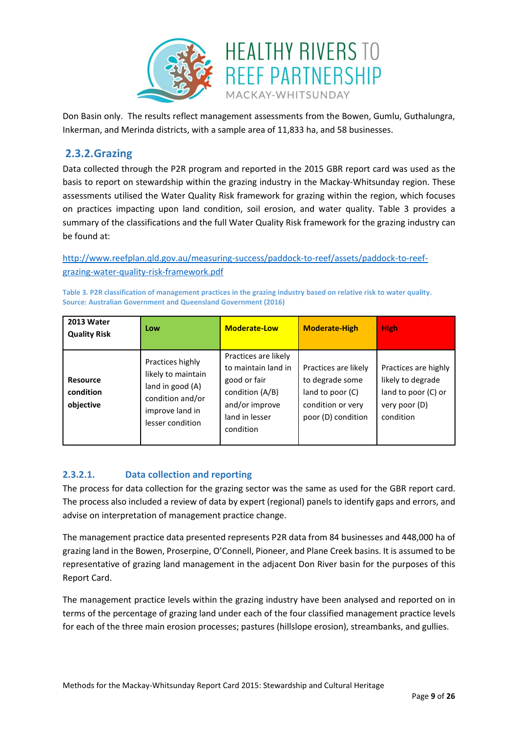Don Basin only. The results reflect management assessments from the Bowen, Gumlu, Guthalungra, Inkerman, and Merinda districts, with a sample area of 11,833 ha, and 58 businesses.

### 2.3.2. Grazing

Data collected through the P2R program and reported in the 2015 GBR report card was used as the basis to report on stewardship within the grazing industry in the Mackay-Whitsunday region. These assessments utilised the Water Quality Risk framework for grazing within the region, which focuses on practices impacting upon land condition, soil erosion, and water quality. Table 3 provides a summary of the classifications and the full Water Quality Risk framework for the grazing industry can be found at:

http://www.reefplan.qld.gov.au/measuring-success/paddock-to-reef/assets/paddock-to-reef-grazing-water-quality-risk-framework.pdf

**Table 3. P2R classification of management practices in the grazing industry based on relative risk to water quality. Source: Australian Government and Queensland Government (2016)**

| 2013 Water Quality Risk | Low | Moderate-Low | Moderate-High | High |
|---|---|---|---|---|
| **Resource condition objective** | Practices highly likely to maintain land in good (A) condition and/or improve land in lesser condition | Practices are likely to maintain land in good or fair condition (A/B) and/or improve land in lesser condition | Practices are likely to degrade some land to poor (C) condition or very poor (D) condition | Practices are highly likely to degrade land to poor (C) or very poor (D) condition |

#### 2.3.2.1. Data collection and reporting

The process for data collection for the grazing sector was the same as used for the GBR report card. The process also included a review of data by expert (regional) panels to identify gaps and errors, and advise on interpretation of management practice change.

The management practice data presented represents P2R data from 84 businesses and 448,000 ha of grazing land in the Bowen, Proserpine, O'Connell, Pioneer, and Plane Creek basins. It is assumed to be representative of grazing land management in the adjacent Don River basin for the purposes of this Report Card.

The management practice levels within the grazing industry have been analysed and reported on in terms of the percentage of grazing land under each of the four classified management practice levels for each of the three main erosion processes; pastures (hillslope erosion), streambanks, and gullies.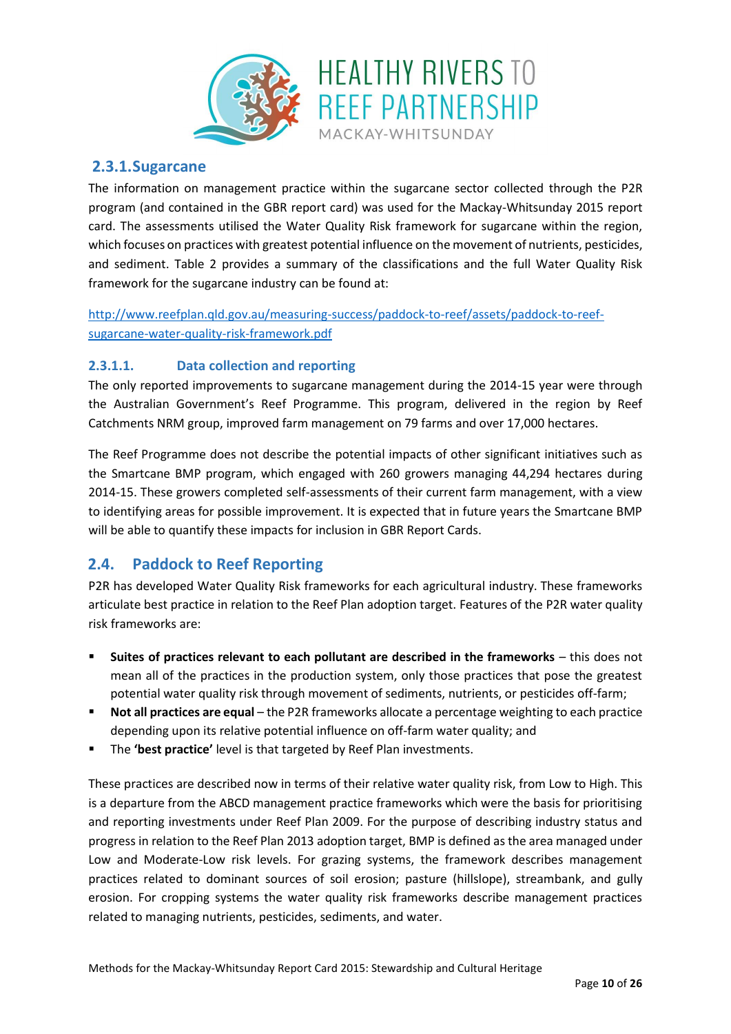### 2.3.1. Sugarcane

The information on management practice within the sugarcane sector collected through the P2R program (and contained in the GBR report card) was used for the Mackay-Whitsunday 2015 report card. The assessments utilised the Water Quality Risk framework for sugarcane within the region, which focuses on practices with greatest potential influence on the movement of nutrients, pesticides, and sediment. Table 2 provides a summary of the classifications and the full Water Quality Risk framework for the sugarcane industry can be found at:

http://www.reefplan.qld.gov.au/measuring-success/paddock-to-reef/assets/paddock-to-reef-sugarcane-water-quality-risk-framework.pdf

#### 2.3.1.1. Data collection and reporting

The only reported improvements to sugarcane management during the 2014-15 year were through the Australian Government's Reef Programme. This program, delivered in the region by Reef Catchments NRM group, improved farm management on 79 farms and over 17,000 hectares.

The Reef Programme does not describe the potential impacts of other significant initiatives such as the Smartcane BMP program, which engaged with 260 growers managing 44,294 hectares during 2014-15. These growers completed self-assessments of their current farm management, with a view to identifying areas for possible improvement. It is expected that in future years the Smartcane BMP will be able to quantify these impacts for inclusion in GBR Report Cards.

## 2.4. Paddock to Reef Reporting

P2R has developed Water Quality Risk frameworks for each agricultural industry. These frameworks articulate best practice in relation to the Reef Plan adoption target. Features of the P2R water quality risk frameworks are:

- **Suites of practices relevant to each pollutant are described in the frameworks** – this does not mean all of the practices in the production system, only those practices that pose the greatest potential water quality risk through movement of sediments, nutrients, or pesticides off-farm;
- **Not all practices are equal** – the P2R frameworks allocate a percentage weighting to each practice depending upon its relative potential influence on off-farm water quality; and
- The **'best practice'** level is that targeted by Reef Plan investments.

These practices are described now in terms of their relative water quality risk, from Low to High. This is a departure from the ABCD management practice frameworks which were the basis for prioritising and reporting investments under Reef Plan 2009. For the purpose of describing industry status and progress in relation to the Reef Plan 2013 adoption target, BMP is defined as the area managed under Low and Moderate-Low risk levels. For grazing systems, the framework describes management practices related to dominant sources of soil erosion; pasture (hillslope), streambank, and gully erosion. For cropping systems the water quality risk frameworks describe management practices related to managing nutrients, pesticides, sediments, and water.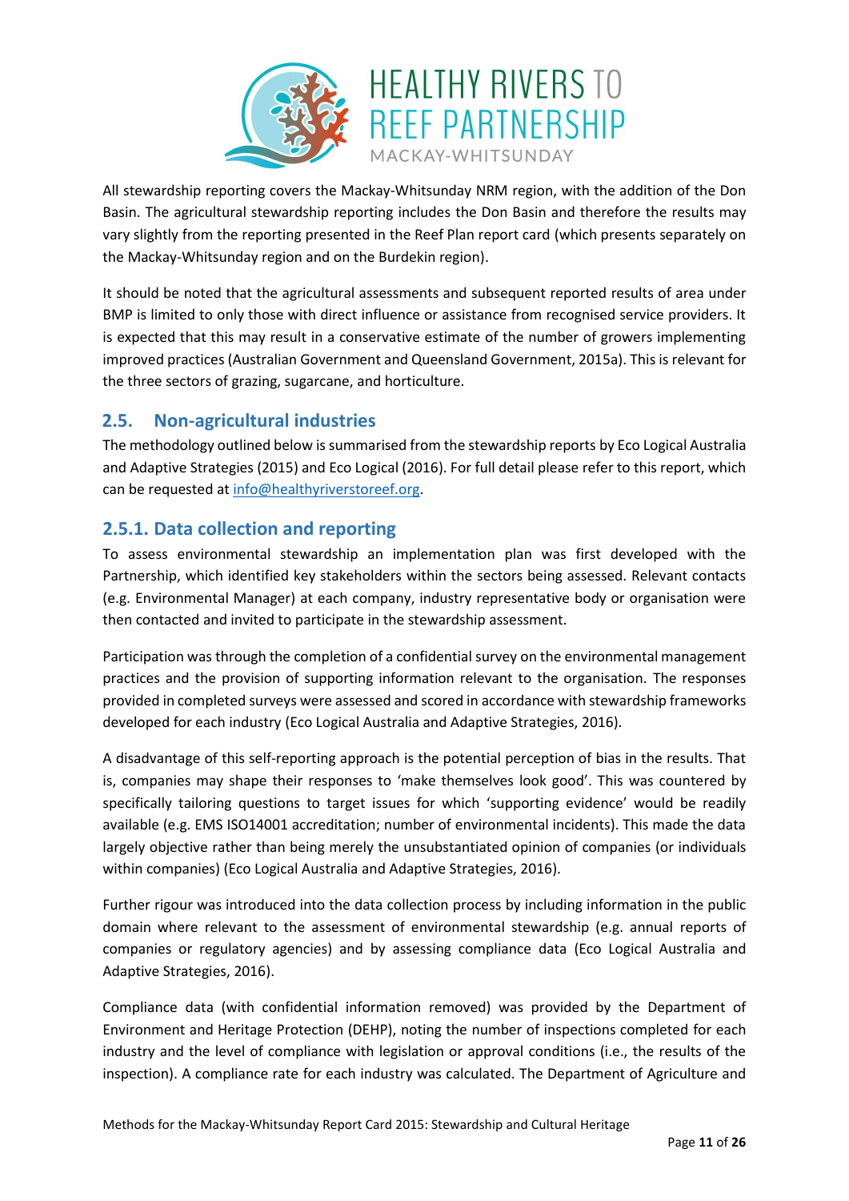All stewardship reporting covers the Mackay-Whitsunday NRM region, with the addition of the Don Basin. The agricultural stewardship reporting includes the Don Basin and therefore the results may vary slightly from the reporting presented in the Reef Plan report card (which presents separately on the Mackay-Whitsunday region and on the Burdekin region).

It should be noted that the agricultural assessments and subsequent reported results of area under BMP is limited to only those with direct influence or assistance from recognised service providers. It is expected that this may result in a conservative estimate of the number of growers implementing improved practices (Australian Government and Queensland Government, 2015a). This is relevant for the three sectors of grazing, sugarcane, and horticulture.

## 2.5. Non-agricultural industries

The methodology outlined below is summarised from the stewardship reports by Eco Logical Australia and Adaptive Strategies (2015) and Eco Logical (2016). For full detail please refer to this report, which can be requested at info@healthyriverstoreef.org.

### 2.5.1. Data collection and reporting

To assess environmental stewardship an implementation plan was first developed with the Partnership, which identified key stakeholders within the sectors being assessed. Relevant contacts (e.g. Environmental Manager) at each company, industry representative body or organisation were then contacted and invited to participate in the stewardship assessment.

Participation was through the completion of a confidential survey on the environmental management practices and the provision of supporting information relevant to the organisation. The responses provided in completed surveys were assessed and scored in accordance with stewardship frameworks developed for each industry (Eco Logical Australia and Adaptive Strategies, 2016).

A disadvantage of this self-reporting approach is the potential perception of bias in the results. That is, companies may shape their responses to 'make themselves look good'. This was countered by specifically tailoring questions to target issues for which 'supporting evidence' would be readily available (e.g. EMS ISO14001 accreditation; number of environmental incidents). This made the data largely objective rather than being merely the unsubstantiated opinion of companies (or individuals within companies) (Eco Logical Australia and Adaptive Strategies, 2016).

Further rigour was introduced into the data collection process by including information in the public domain where relevant to the assessment of environmental stewardship (e.g. annual reports of companies or regulatory agencies) and by assessing compliance data (Eco Logical Australia and Adaptive Strategies, 2016).

Compliance data (with confidential information removed) was provided by the Department of Environment and Heritage Protection (DEHP), noting the number of inspections completed for each industry and the level of compliance with legislation or approval conditions (i.e., the results of the inspection). A compliance rate for each industry was calculated. The Department of Agriculture and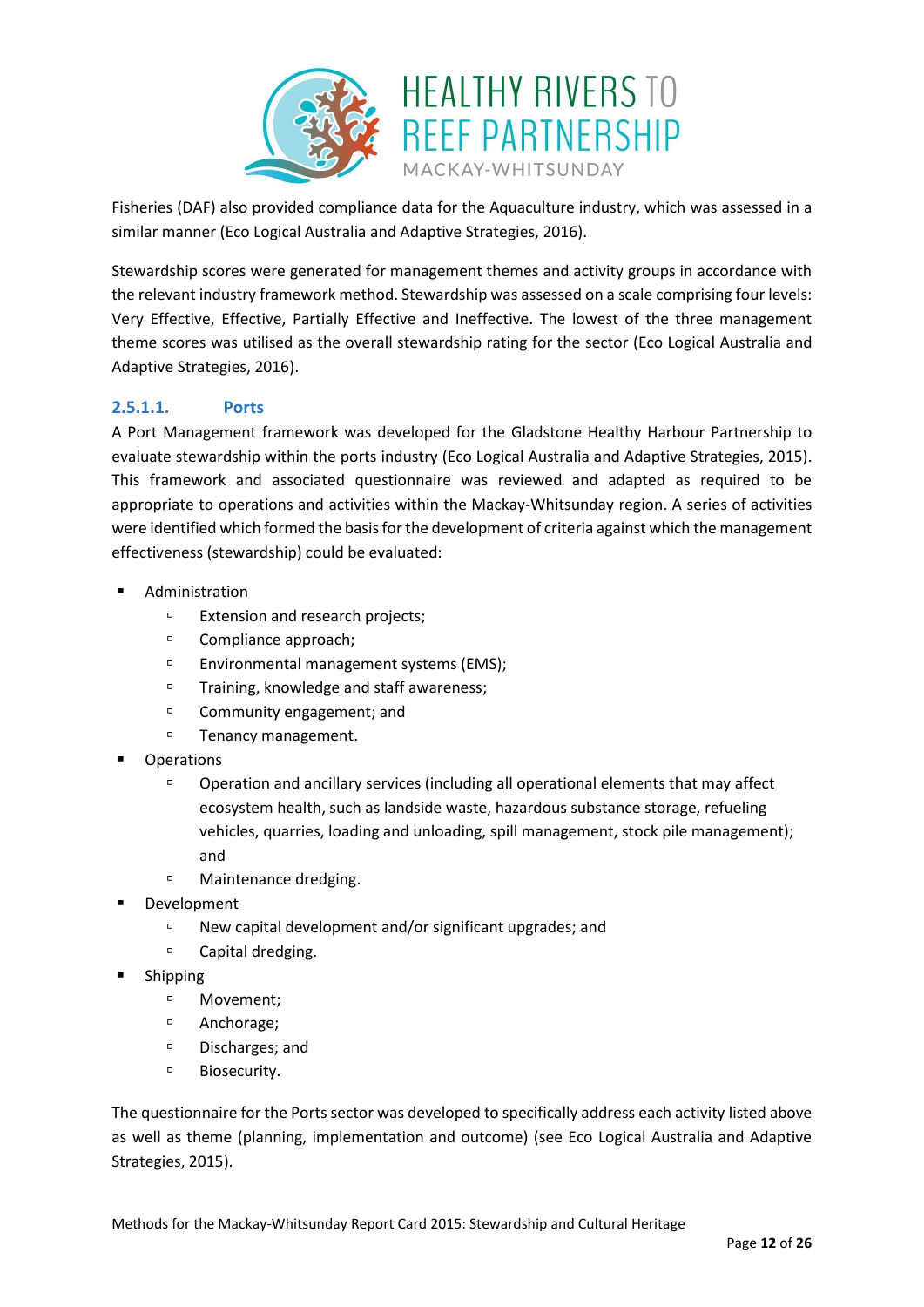Fisheries (DAF) also provided compliance data for the Aquaculture industry, which was assessed in a similar manner (Eco Logical Australia and Adaptive Strategies, 2016).

Stewardship scores were generated for management themes and activity groups in accordance with the relevant industry framework method. Stewardship was assessed on a scale comprising four levels: Very Effective, Effective, Partially Effective and Ineffective. The lowest of the three management theme scores was utilised as the overall stewardship rating for the sector (Eco Logical Australia and Adaptive Strategies, 2016).

#### 2.5.1.1. Ports

A Port Management framework was developed for the Gladstone Healthy Harbour Partnership to evaluate stewardship within the ports industry (Eco Logical Australia and Adaptive Strategies, 2015). This framework and associated questionnaire was reviewed and adapted as required to be appropriate to operations and activities within the Mackay-Whitsunday region. A series of activities were identified which formed the basis for the development of criteria against which the management effectiveness (stewardship) could be evaluated:

- Administration
  - Extension and research projects;
  - Compliance approach;
  - Environmental management systems (EMS);
  - Training, knowledge and staff awareness;
  - Community engagement; and
  - Tenancy management.
- Operations
  - Operation and ancillary services (including all operational elements that may affect ecosystem health, such as landside waste, hazardous substance storage, refueling vehicles, quarries, loading and unloading, spill management, stock pile management); and
  - Maintenance dredging.
- Development
  - New capital development and/or significant upgrades; and
  - Capital dredging.
- Shipping
  - Movement;
  - Anchorage;
  - Discharges; and
  - Biosecurity.

The questionnaire for the Ports sector was developed to specifically address each activity listed above as well as theme (planning, implementation and outcome) (see Eco Logical Australia and Adaptive Strategies, 2015).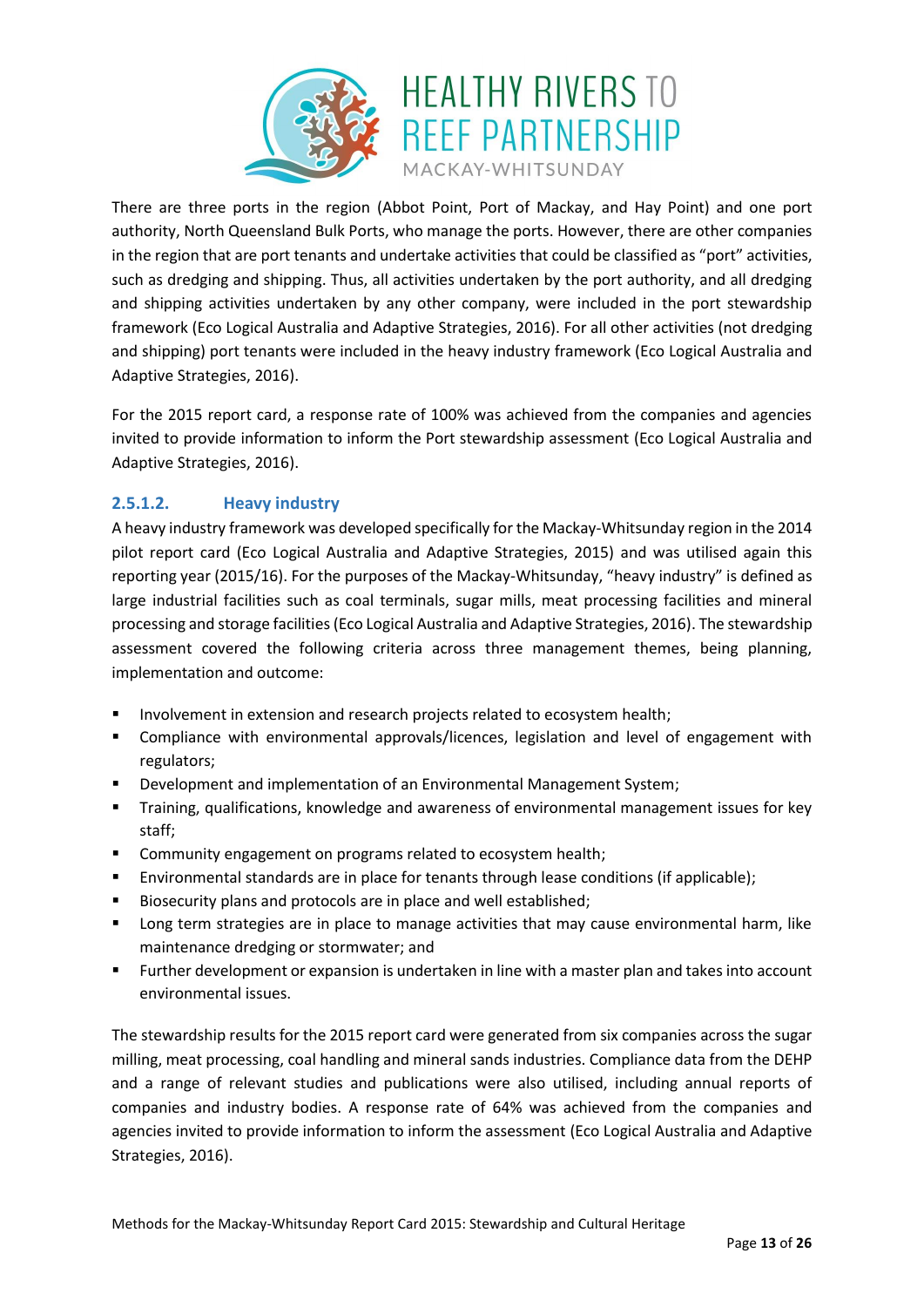There are three ports in the region (Abbot Point, Port of Mackay, and Hay Point) and one port authority, North Queensland Bulk Ports, who manage the ports. However, there are other companies in the region that are port tenants and undertake activities that could be classified as "port" activities, such as dredging and shipping. Thus, all activities undertaken by the port authority, and all dredging and shipping activities undertaken by any other company, were included in the port stewardship framework (Eco Logical Australia and Adaptive Strategies, 2016). For all other activities (not dredging and shipping) port tenants were included in the heavy industry framework (Eco Logical Australia and Adaptive Strategies, 2016).

For the 2015 report card, a response rate of 100% was achieved from the companies and agencies invited to provide information to inform the Port stewardship assessment (Eco Logical Australia and Adaptive Strategies, 2016).

#### 2.5.1.2. Heavy industry

A heavy industry framework was developed specifically for the Mackay-Whitsunday region in the 2014 pilot report card (Eco Logical Australia and Adaptive Strategies, 2015) and was utilised again this reporting year (2015/16). For the purposes of the Mackay-Whitsunday, "heavy industry" is defined as large industrial facilities such as coal terminals, sugar mills, meat processing facilities and mineral processing and storage facilities (Eco Logical Australia and Adaptive Strategies, 2016). The stewardship assessment covered the following criteria across three management themes, being planning, implementation and outcome:

- Involvement in extension and research projects related to ecosystem health;
- Compliance with environmental approvals/licences, legislation and level of engagement with regulators;
- Development and implementation of an Environmental Management System;
- Training, qualifications, knowledge and awareness of environmental management issues for key staff;
- Community engagement on programs related to ecosystem health;
- Environmental standards are in place for tenants through lease conditions (if applicable);
- Biosecurity plans and protocols are in place and well established;
- Long term strategies are in place to manage activities that may cause environmental harm, like maintenance dredging or stormwater; and
- Further development or expansion is undertaken in line with a master plan and takes into account environmental issues.

The stewardship results for the 2015 report card were generated from six companies across the sugar milling, meat processing, coal handling and mineral sands industries. Compliance data from the DEHP and a range of relevant studies and publications were also utilised, including annual reports of companies and industry bodies. A response rate of 64% was achieved from the companies and agencies invited to provide information to inform the assessment (Eco Logical Australia and Adaptive Strategies, 2016).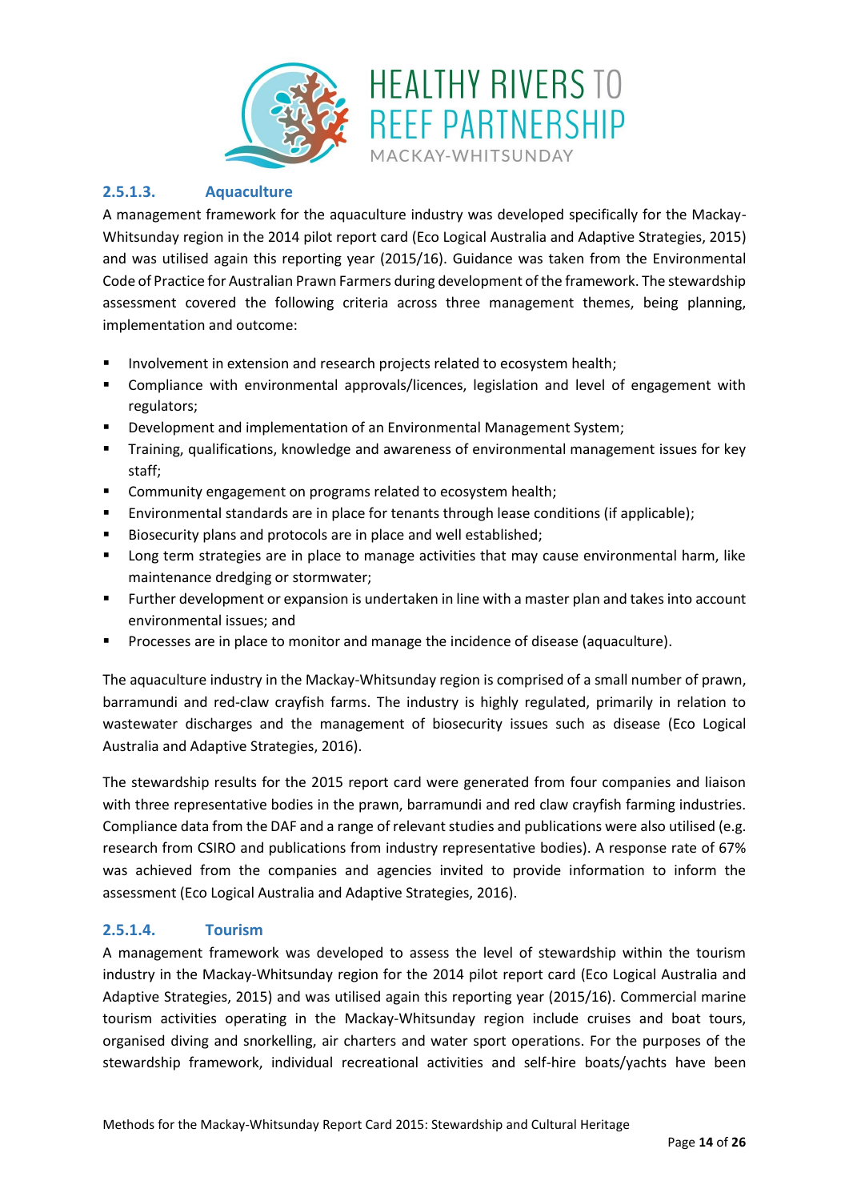#### 2.5.1.3. Aquaculture

A management framework for the aquaculture industry was developed specifically for the Mackay-Whitsunday region in the 2014 pilot report card (Eco Logical Australia and Adaptive Strategies, 2015) and was utilised again this reporting year (2015/16). Guidance was taken from the Environmental Code of Practice for Australian Prawn Farmers during development of the framework. The stewardship assessment covered the following criteria across three management themes, being planning, implementation and outcome:

- Involvement in extension and research projects related to ecosystem health;
- Compliance with environmental approvals/licences, legislation and level of engagement with regulators;
- Development and implementation of an Environmental Management System;
- Training, qualifications, knowledge and awareness of environmental management issues for key staff;
- Community engagement on programs related to ecosystem health;
- Environmental standards are in place for tenants through lease conditions (if applicable);
- Biosecurity plans and protocols are in place and well established;
- Long term strategies are in place to manage activities that may cause environmental harm, like maintenance dredging or stormwater;
- Further development or expansion is undertaken in line with a master plan and takes into account environmental issues; and
- Processes are in place to monitor and manage the incidence of disease (aquaculture).

The aquaculture industry in the Mackay-Whitsunday region is comprised of a small number of prawn, barramundi and red-claw crayfish farms. The industry is highly regulated, primarily in relation to wastewater discharges and the management of biosecurity issues such as disease (Eco Logical Australia and Adaptive Strategies, 2016).

The stewardship results for the 2015 report card were generated from four companies and liaison with three representative bodies in the prawn, barramundi and red claw crayfish farming industries. Compliance data from the DAF and a range of relevant studies and publications were also utilised (e.g. research from CSIRO and publications from industry representative bodies). A response rate of 67% was achieved from the companies and agencies invited to provide information to inform the assessment (Eco Logical Australia and Adaptive Strategies, 2016).

#### 2.5.1.4. Tourism

A management framework was developed to assess the level of stewardship within the tourism industry in the Mackay-Whitsunday region for the 2014 pilot report card (Eco Logical Australia and Adaptive Strategies, 2015) and was utilised again this reporting year (2015/16). Commercial marine tourism activities operating in the Mackay-Whitsunday region include cruises and boat tours, organised diving and snorkelling, air charters and water sport operations. For the purposes of the stewardship framework, individual recreational activities and self-hire boats/yachts have been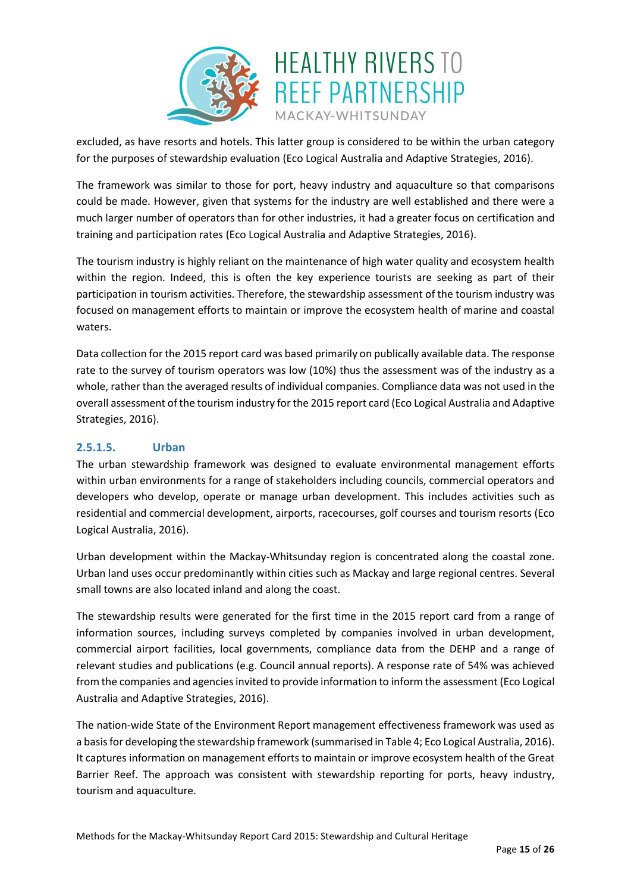excluded, as have resorts and hotels. This latter group is considered to be within the urban category for the purposes of stewardship evaluation (Eco Logical Australia and Adaptive Strategies, 2016).

The framework was similar to those for port, heavy industry and aquaculture so that comparisons could be made. However, given that systems for the industry are well established and there were a much larger number of operators than for other industries, it had a greater focus on certification and training and participation rates (Eco Logical Australia and Adaptive Strategies, 2016).

The tourism industry is highly reliant on the maintenance of high water quality and ecosystem health within the region. Indeed, this is often the key experience tourists are seeking as part of their participation in tourism activities. Therefore, the stewardship assessment of the tourism industry was focused on management efforts to maintain or improve the ecosystem health of marine and coastal waters.

Data collection for the 2015 report card was based primarily on publically available data. The response rate to the survey of tourism operators was low (10%) thus the assessment was of the industry as a whole, rather than the averaged results of individual companies. Compliance data was not used in the overall assessment of the tourism industry for the 2015 report card (Eco Logical Australia and Adaptive Strategies, 2016).

#### 2.5.1.5. Urban

The urban stewardship framework was designed to evaluate environmental management efforts within urban environments for a range of stakeholders including councils, commercial operators and developers who develop, operate or manage urban development. This includes activities such as residential and commercial development, airports, racecourses, golf courses and tourism resorts (Eco Logical Australia, 2016).

Urban development within the Mackay-Whitsunday region is concentrated along the coastal zone. Urban land uses occur predominantly within cities such as Mackay and large regional centres. Several small towns are also located inland and along the coast.

The stewardship results were generated for the first time in the 2015 report card from a range of information sources, including surveys completed by companies involved in urban development, commercial airport facilities, local governments, compliance data from the DEHP and a range of relevant studies and publications (e.g. Council annual reports). A response rate of 54% was achieved from the companies and agencies invited to provide information to inform the assessment (Eco Logical Australia and Adaptive Strategies, 2016).

The nation-wide State of the Environment Report management effectiveness framework was used as a basis for developing the stewardship framework (summarised in Table 4; Eco Logical Australia, 2016). It captures information on management efforts to maintain or improve ecosystem health of the Great Barrier Reef. The approach was consistent with stewardship reporting for ports, heavy industry, tourism and aquaculture.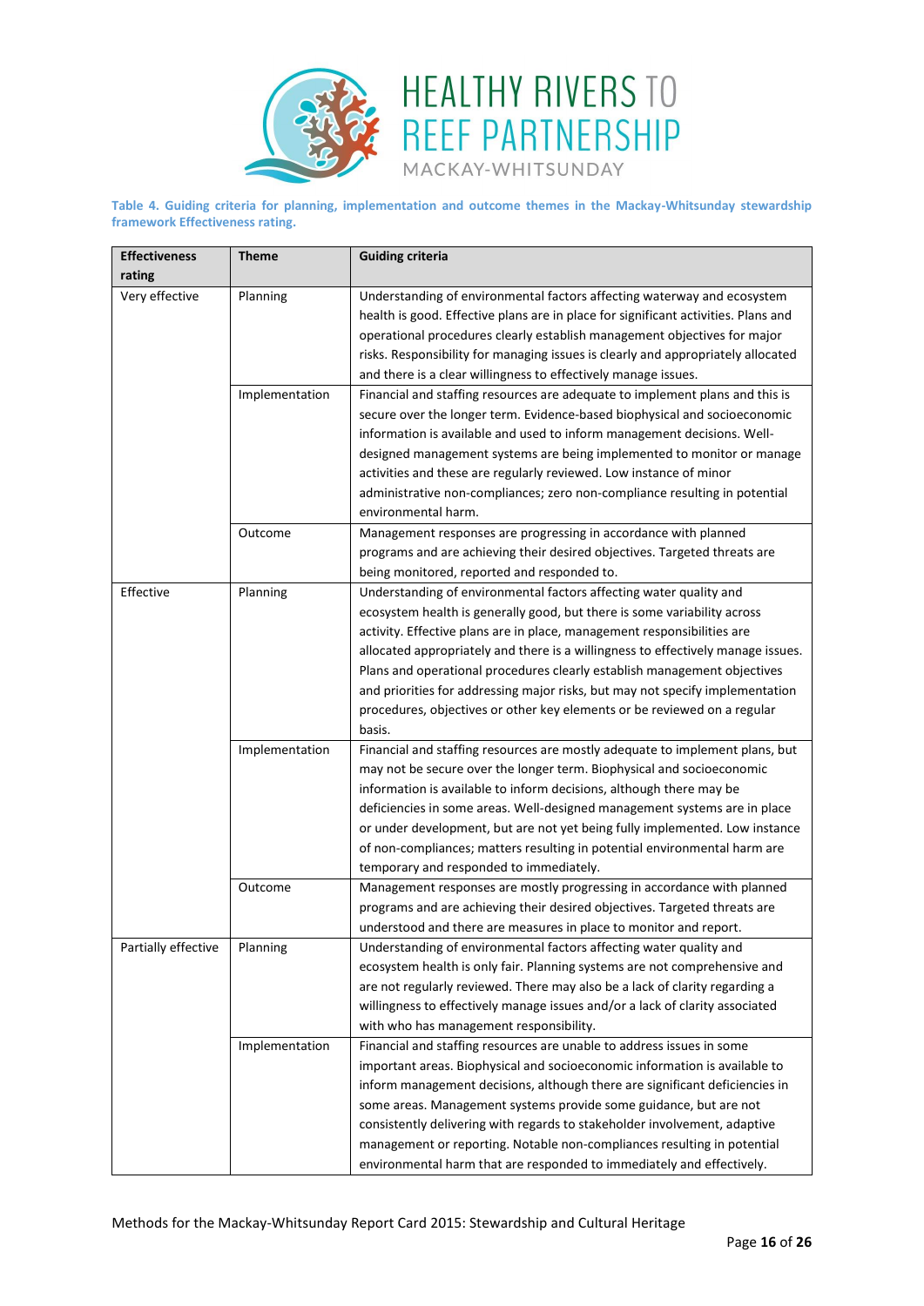**Table 4. Guiding criteria for planning, implementation and outcome themes in the Mackay-Whitsunday stewardship framework Effectiveness rating.**

| Effectiveness rating | Theme | Guiding criteria |
|---|---|---|
| Very effective | Planning | Understanding of environmental factors affecting waterway and ecosystem health is good. Effective plans are in place for significant activities. Plans and operational procedures clearly establish management objectives for major risks. Responsibility for managing issues is clearly and appropriately allocated and there is a clear willingness to effectively manage issues. |
| | Implementation | Financial and staffing resources are adequate to implement plans and this is secure over the longer term. Evidence-based biophysical and socioeconomic information is available and used to inform management decisions. Well-designed management systems are being implemented to monitor or manage activities and these are regularly reviewed. Low instance of minor administrative non-compliances; zero non-compliance resulting in potential environmental harm. |
| | Outcome | Management responses are progressing in accordance with planned programs and are achieving their desired objectives. Targeted threats are being monitored, reported and responded to. |
| Effective | Planning | Understanding of environmental factors affecting water quality and ecosystem health is generally good, but there is some variability across activity. Effective plans are in place, management responsibilities are allocated appropriately and there is a willingness to effectively manage issues. Plans and operational procedures clearly establish management objectives and priorities for addressing major risks, but may not specify implementation procedures, objectives or other key elements or be reviewed on a regular basis. |
| | Implementation | Financial and staffing resources are mostly adequate to implement plans, but may not be secure over the longer term. Biophysical and socioeconomic information is available to inform decisions, although there may be deficiencies in some areas. Well-designed management systems are in place or under development, but are not yet being fully implemented. Low instance of non-compliances; matters resulting in potential environmental harm are temporary and responded to immediately. |
| | Outcome | Management responses are mostly progressing in accordance with planned programs and are achieving their desired objectives. Targeted threats are understood and there are measures in place to monitor and report. |
| Partially effective | Planning | Understanding of environmental factors affecting water quality and ecosystem health is only fair. Planning systems are not comprehensive and are not regularly reviewed. There may also be a lack of clarity regarding a willingness to effectively manage issues and/or a lack of clarity associated with who has management responsibility. |
| | Implementation | Financial and staffing resources are unable to address issues in some important areas. Biophysical and socioeconomic information is available to inform management decisions, although there are significant deficiencies in some areas. Management systems provide some guidance, but are not consistently delivering with regards to stakeholder involvement, adaptive management or reporting. Notable non-compliances resulting in potential environmental harm that are responded to immediately and effectively. |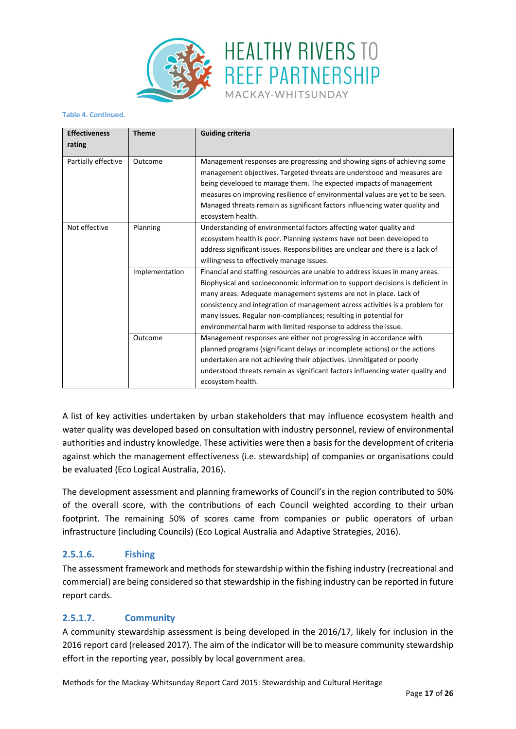Table 4. Continued.

| Effectiveness rating | Theme | Guiding criteria |
|---|---|---|
| Partially effective | Outcome | Management responses are progressing and showing signs of achieving some management objectives. Targeted threats are understood and measures are being developed to manage them. The expected impacts of management measures on improving resilience of environmental values are yet to be seen. Managed threats remain as significant factors influencing water quality and ecosystem health. |
| Not effective | Planning | Understanding of environmental factors affecting water quality and ecosystem health is poor. Planning systems have not been developed to address significant issues. Responsibilities are unclear and there is a lack of willingness to effectively manage issues. |
| | Implementation | Financial and staffing resources are unable to address issues in many areas. Biophysical and socioeconomic information to support decisions is deficient in many areas. Adequate management systems are not in place. Lack of consistency and integration of management across activities is a problem for many issues. Regular non-compliances; resulting in potential for environmental harm with limited response to address the issue. |
| | Outcome | Management responses are either not progressing in accordance with planned programs (significant delays or incomplete actions) or the actions undertaken are not achieving their objectives. Unmitigated or poorly understood threats remain as significant factors influencing water quality and ecosystem health. |

A list of key activities undertaken by urban stakeholders that may influence ecosystem health and water quality was developed based on consultation with industry personnel, review of environmental authorities and industry knowledge. These activities were then a basis for the development of criteria against which the management effectiveness (i.e. stewardship) of companies or organisations could be evaluated (Eco Logical Australia, 2016).

The development assessment and planning frameworks of Council's in the region contributed to 50% of the overall score, with the contributions of each Council weighted according to their urban footprint. The remaining 50% of scores came from companies or public operators of urban infrastructure (including Councils) (Eco Logical Australia and Adaptive Strategies, 2016).

#### 2.5.1.6. Fishing

The assessment framework and methods for stewardship within the fishing industry (recreational and commercial) are being considered so that stewardship in the fishing industry can be reported in future report cards.

#### 2.5.1.7. Community

A community stewardship assessment is being developed in the 2016/17, likely for inclusion in the 2016 report card (released 2017). The aim of the indicator will be to measure community stewardship effort in the reporting year, possibly by local government area.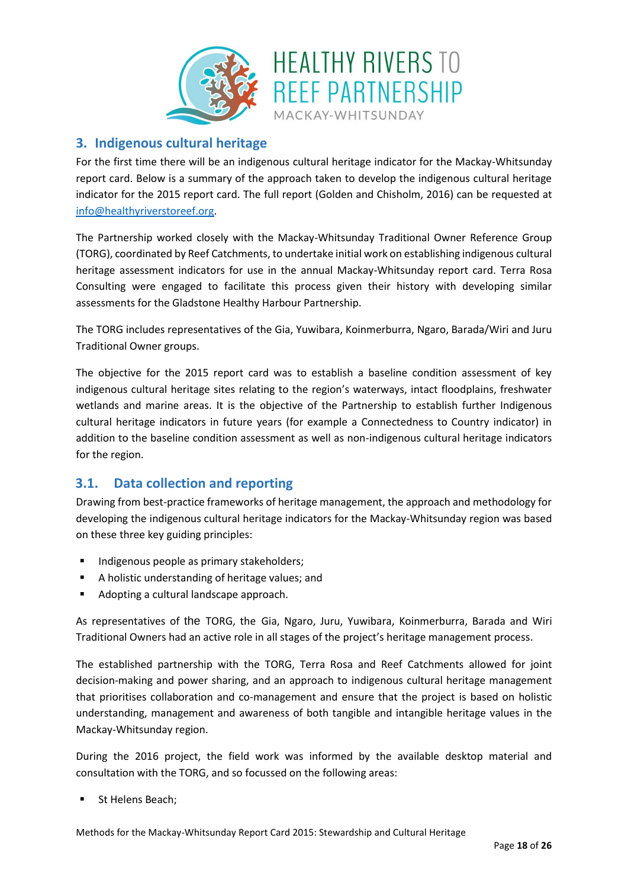## 3. Indigenous cultural heritage

For the first time there will be an indigenous cultural heritage indicator for the Mackay-Whitsunday report card. Below is a summary of the approach taken to develop the indigenous cultural heritage indicator for the 2015 report card. The full report (Golden and Chisholm, 2016) can be requested at info@healthyriverstoreef.org.

The Partnership worked closely with the Mackay-Whitsunday Traditional Owner Reference Group (TORG), coordinated by Reef Catchments, to undertake initial work on establishing indigenous cultural heritage assessment indicators for use in the annual Mackay-Whitsunday report card. Terra Rosa Consulting were engaged to facilitate this process given their history with developing similar assessments for the Gladstone Healthy Harbour Partnership.

The TORG includes representatives of the Gia, Yuwibara, Koinmerburra, Ngaro, Barada/Wiri and Juru Traditional Owner groups.

The objective for the 2015 report card was to establish a baseline condition assessment of key indigenous cultural heritage sites relating to the region's waterways, intact floodplains, freshwater wetlands and marine areas. It is the objective of the Partnership to establish further Indigenous cultural heritage indicators in future years (for example a Connectedness to Country indicator) in addition to the baseline condition assessment as well as non-indigenous cultural heritage indicators for the region.

### 3.1. Data collection and reporting

Drawing from best-practice frameworks of heritage management, the approach and methodology for developing the indigenous cultural heritage indicators for the Mackay-Whitsunday region was based on these three key guiding principles:

- Indigenous people as primary stakeholders;
- A holistic understanding of heritage values; and
- Adopting a cultural landscape approach.

As representatives of the TORG, the Gia, Ngaro, Juru, Yuwibara, Koinmerburra, Barada and Wiri Traditional Owners had an active role in all stages of the project's heritage management process.

The established partnership with the TORG, Terra Rosa and Reef Catchments allowed for joint decision-making and power sharing, and an approach to indigenous cultural heritage management that prioritises collaboration and co-management and ensure that the project is based on holistic understanding, management and awareness of both tangible and intangible heritage values in the Mackay-Whitsunday region.

During the 2016 project, the field work was informed by the available desktop material and consultation with the TORG, and so focussed on the following areas:

- St Helens Beach;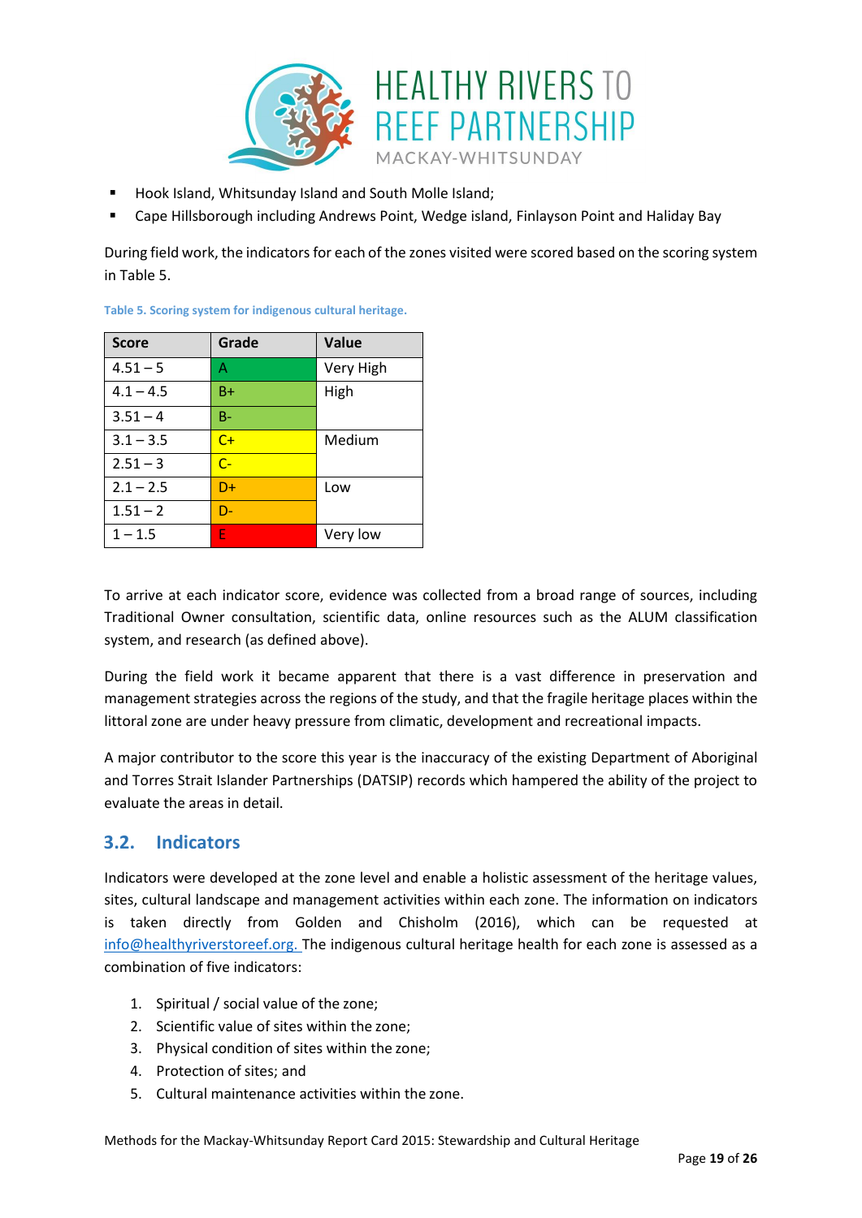- Hook Island, Whitsunday Island and South Molle Island;
- Cape Hillsborough including Andrews Point, Wedge island, Finlayson Point and Haliday Bay

During field work, the indicators for each of the zones visited were scored based on the scoring system in Table 5.

**Table 5. Scoring system for indigenous cultural heritage.**

| Score | Grade | Value |
|---|---|---|
| 4.51 – 5 | A | Very High |
| 4.1 – 4.5 | B+ | High |
| 3.51 – 4 | B- | |
| 3.1 – 3.5 | C+ | Medium |
| 2.51 – 3 | C- | |
| 2.1 – 2.5 | D+ | Low |
| 1.51 – 2 | D- | |
| 1 – 1.5 | E | Very low |

To arrive at each indicator score, evidence was collected from a broad range of sources, including Traditional Owner consultation, scientific data, online resources such as the ALUM classification system, and research (as defined above).

During the field work it became apparent that there is a vast difference in preservation and management strategies across the regions of the study, and that the fragile heritage places within the littoral zone are under heavy pressure from climatic, development and recreational impacts.

A major contributor to the score this year is the inaccuracy of the existing Department of Aboriginal and Torres Strait Islander Partnerships (DATSIP) records which hampered the ability of the project to evaluate the areas in detail.

## 3.2. Indicators

Indicators were developed at the zone level and enable a holistic assessment of the heritage values, sites, cultural landscape and management activities within each zone. The information on indicators is taken directly from Golden and Chisholm (2016), which can be requested at info@healthyriverstoreef.org. The indigenous cultural heritage health for each zone is assessed as a combination of five indicators:

1. Spiritual / social value of the zone;
2. Scientific value of sites within the zone;
3. Physical condition of sites within the zone;
4. Protection of sites; and
5. Cultural maintenance activities within the zone.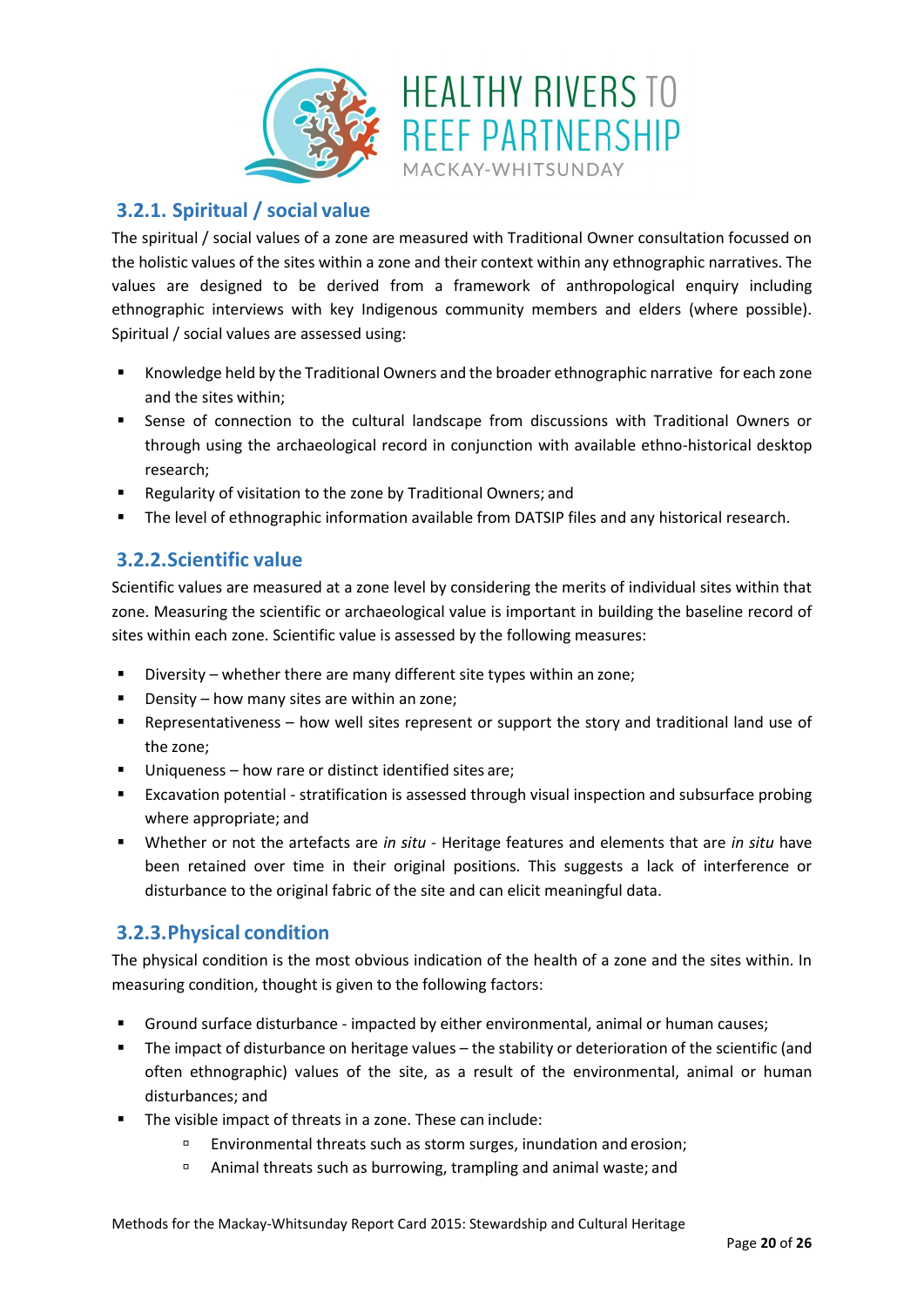### 3.2.1. Spiritual / social value

The spiritual / social values of a zone are measured with Traditional Owner consultation focussed on the holistic values of the sites within a zone and their context within any ethnographic narratives. The values are designed to be derived from a framework of anthropological enquiry including ethnographic interviews with key Indigenous community members and elders (where possible). Spiritual / social values are assessed using:

- Knowledge held by the Traditional Owners and the broader ethnographic narrative for each zone and the sites within;
- Sense of connection to the cultural landscape from discussions with Traditional Owners or through using the archaeological record in conjunction with available ethno-historical desktop research;
- Regularity of visitation to the zone by Traditional Owners; and
- The level of ethnographic information available from DATSIP files and any historical research.

### 3.2.2. Scientific value

Scientific values are measured at a zone level by considering the merits of individual sites within that zone. Measuring the scientific or archaeological value is important in building the baseline record of sites within each zone. Scientific value is assessed by the following measures:

- Diversity – whether there are many different site types within an zone;
- Density – how many sites are within an zone;
- Representativeness – how well sites represent or support the story and traditional land use of the zone;
- Uniqueness – how rare or distinct identified sites are;
- Excavation potential - stratification is assessed through visual inspection and subsurface probing where appropriate; and
- Whether or not the artefacts are *in situ* - Heritage features and elements that are *in situ* have been retained over time in their original positions. This suggests a lack of interference or disturbance to the original fabric of the site and can elicit meaningful data.

### 3.2.3. Physical condition

The physical condition is the most obvious indication of the health of a zone and the sites within. In measuring condition, thought is given to the following factors:

- Ground surface disturbance - impacted by either environmental, animal or human causes;
- The impact of disturbance on heritage values – the stability or deterioration of the scientific (and often ethnographic) values of the site, as a result of the environmental, animal or human disturbances; and
- The visible impact of threats in a zone. These can include:
  - Environmental threats such as storm surges, inundation and erosion;
  - Animal threats such as burrowing, trampling and animal waste; and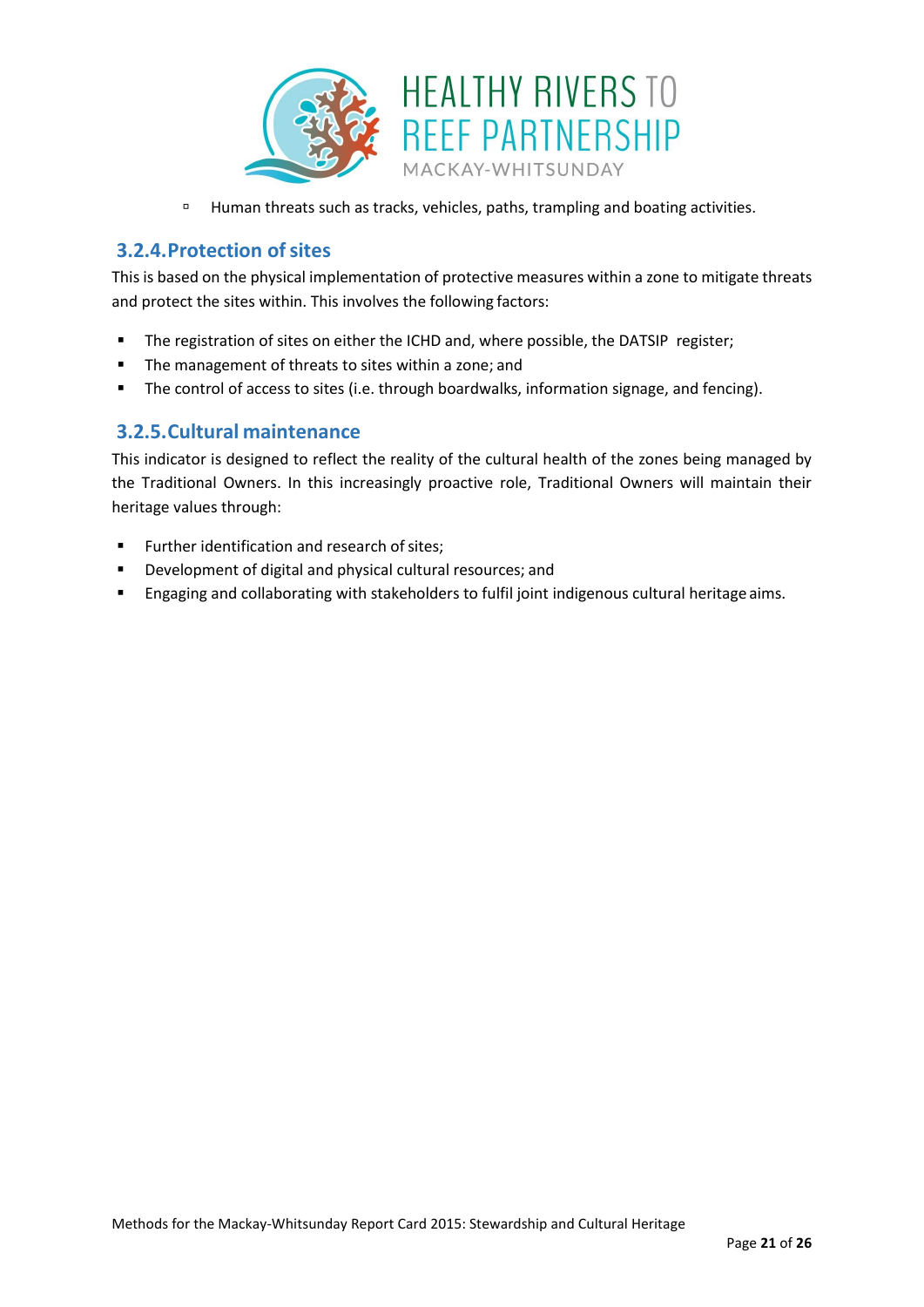- Human threats such as tracks, vehicles, paths, trampling and boating activities.

### 3.2.4. Protection of sites

This is based on the physical implementation of protective measures within a zone to mitigate threats and protect the sites within. This involves the following factors:

- The registration of sites on either the ICHD and, where possible, the DATSIP register;
- The management of threats to sites within a zone; and
- The control of access to sites (i.e. through boardwalks, information signage, and fencing).

### 3.2.5. Cultural maintenance

This indicator is designed to reflect the reality of the cultural health of the zones being managed by the Traditional Owners. In this increasingly proactive role, Traditional Owners will maintain their heritage values through:

- Further identification and research of sites;
- Development of digital and physical cultural resources; and
- Engaging and collaborating with stakeholders to fulfil joint indigenous cultural heritage aims.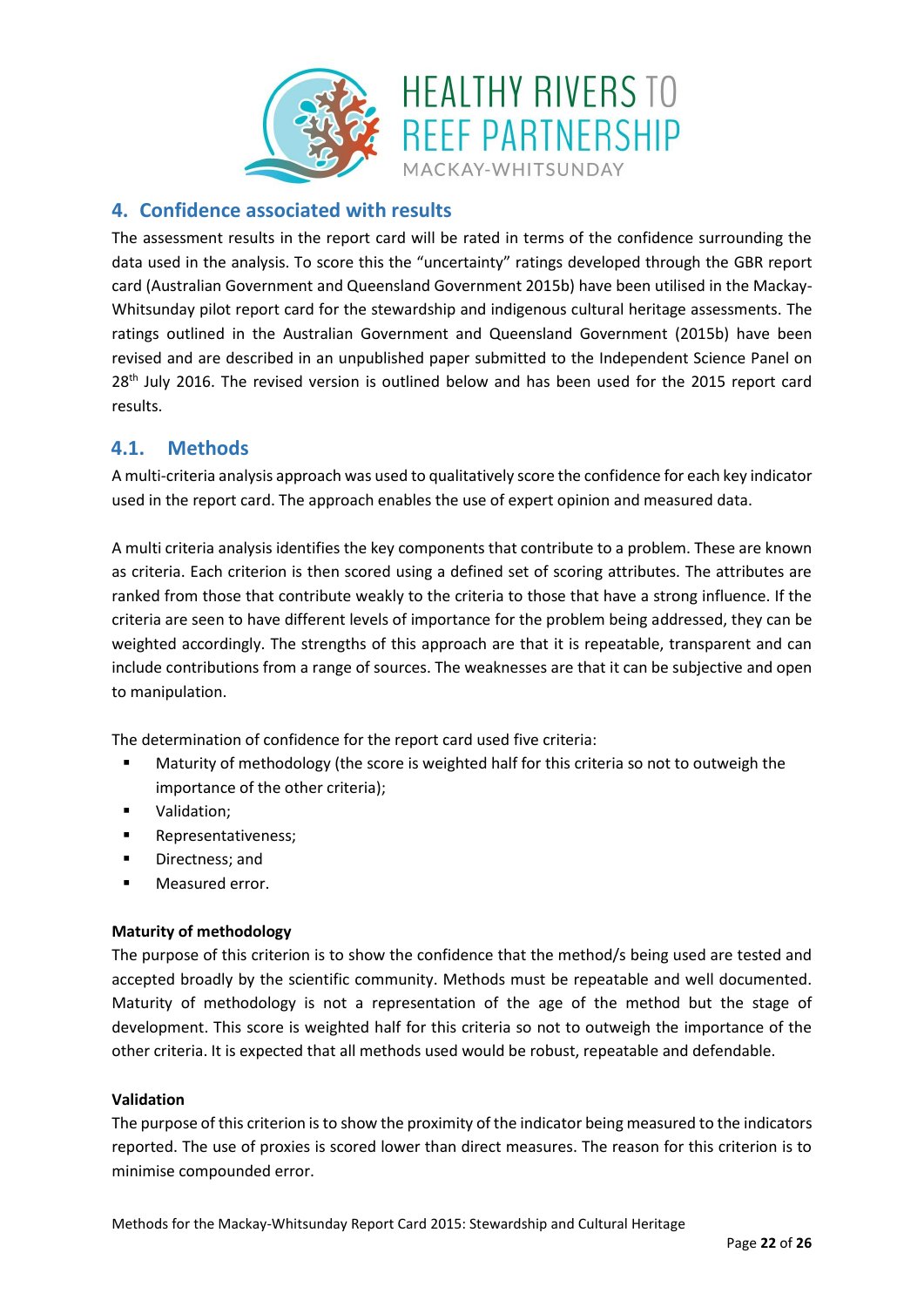## 4. Confidence associated with results

The assessment results in the report card will be rated in terms of the confidence surrounding the data used in the analysis. To score this the "uncertainty" ratings developed through the GBR report card (Australian Government and Queensland Government 2015b) have been utilised in the Mackay-Whitsunday pilot report card for the stewardship and indigenous cultural heritage assessments. The ratings outlined in the Australian Government and Queensland Government (2015b) have been revised and are described in an unpublished paper submitted to the Independent Science Panel on 28th July 2016. The revised version is outlined below and has been used for the 2015 report card results.

### 4.1. Methods

A multi-criteria analysis approach was used to qualitatively score the confidence for each key indicator used in the report card. The approach enables the use of expert opinion and measured data.

A multi criteria analysis identifies the key components that contribute to a problem. These are known as criteria. Each criterion is then scored using a defined set of scoring attributes. The attributes are ranked from those that contribute weakly to the criteria to those that have a strong influence. If the criteria are seen to have different levels of importance for the problem being addressed, they can be weighted accordingly. The strengths of this approach are that it is repeatable, transparent and can include contributions from a range of sources. The weaknesses are that it can be subjective and open to manipulation.

The determination of confidence for the report card used five criteria:

- Maturity of methodology (the score is weighted half for this criteria so not to outweigh the importance of the other criteria);
- Validation;
- Representativeness;
- Directness; and
- Measured error.

**Maturity of methodology**

The purpose of this criterion is to show the confidence that the method/s being used are tested and accepted broadly by the scientific community. Methods must be repeatable and well documented. Maturity of methodology is not a representation of the age of the method but the stage of development. This score is weighted half for this criteria so not to outweigh the importance of the other criteria. It is expected that all methods used would be robust, repeatable and defendable.

**Validation**

The purpose of this criterion is to show the proximity of the indicator being measured to the indicators reported. The use of proxies is scored lower than direct measures. The reason for this criterion is to minimise compounded error.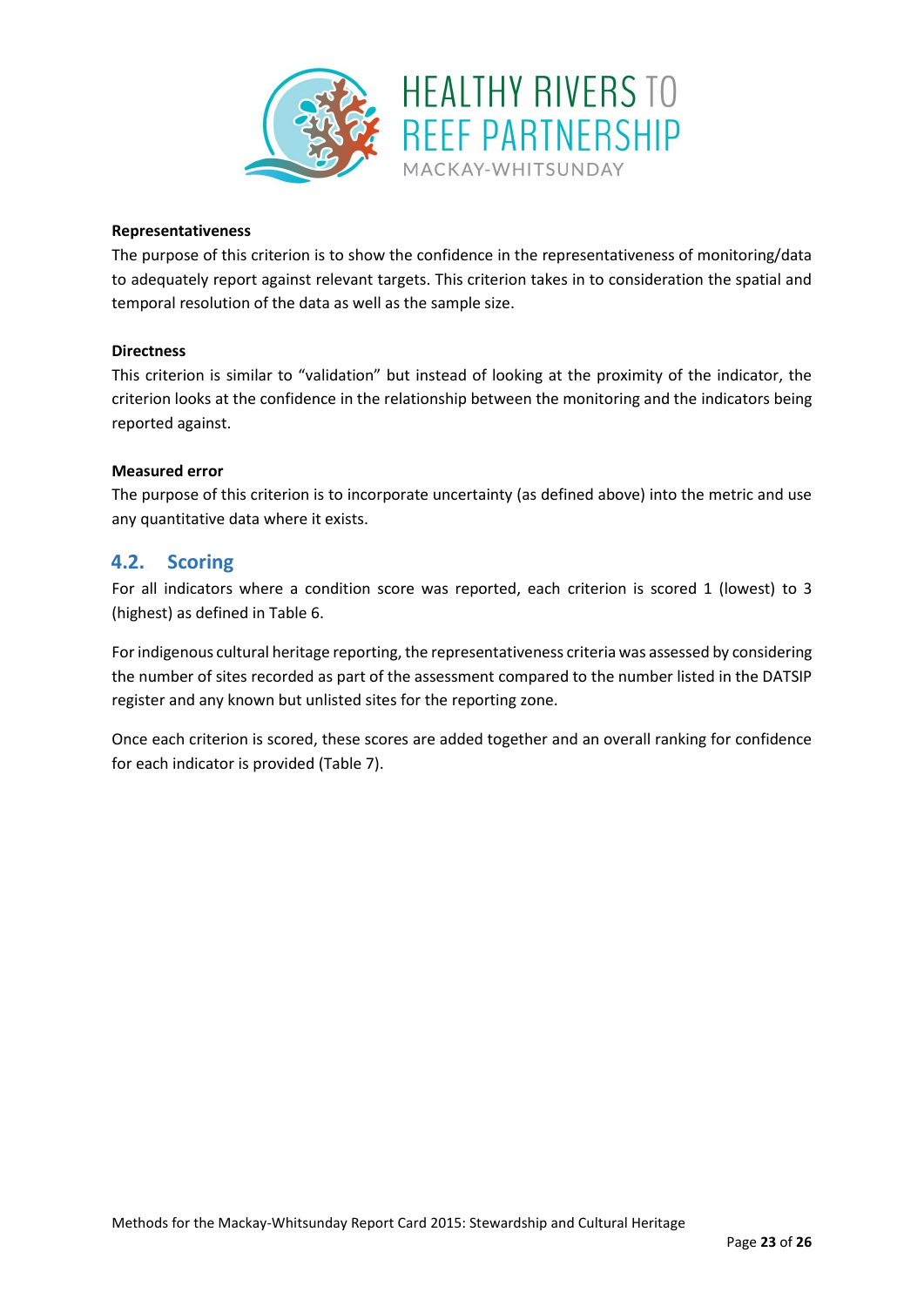**Representativeness**

The purpose of this criterion is to show the confidence in the representativeness of monitoring/data to adequately report against relevant targets. This criterion takes in to consideration the spatial and temporal resolution of the data as well as the sample size.

**Directness**

This criterion is similar to “validation” but instead of looking at the proximity of the indicator, the criterion looks at the confidence in the relationship between the monitoring and the indicators being reported against.

**Measured error**

The purpose of this criterion is to incorporate uncertainty (as defined above) into the metric and use any quantitative data where it exists.

## 4.2. Scoring

For all indicators where a condition score was reported, each criterion is scored 1 (lowest) to 3 (highest) as defined in Table 6.

For indigenous cultural heritage reporting, the representativeness criteria was assessed by considering the number of sites recorded as part of the assessment compared to the number listed in the DATSIP register and any known but unlisted sites for the reporting zone.

Once each criterion is scored, these scores are added together and an overall ranking for confidence for each indicator is provided (Table 7).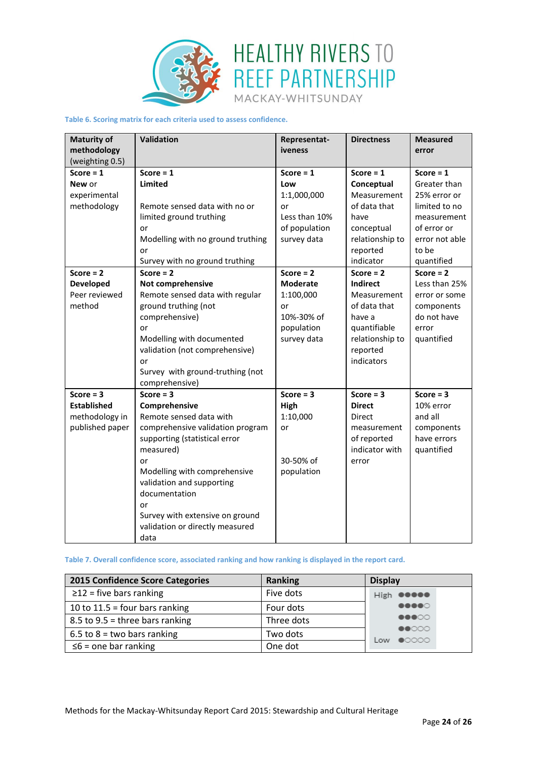Table 6. Scoring matrix for each criteria used to assess confidence.

| Maturity of methodology (weighting 0.5) | Validation | Representat-iveness | Directness | Measured error |
|---|---|---|---|---|
| **Score = 1** **New** or experimental methodology | **Score = 1** **Limited** Remote sensed data with no or limited ground truthing or Modelling with no ground truthing or Survey with no ground truthing | **Score = 1** **Low** 1:1,000,000 or Less than 10% of population survey data | **Score = 1** **Conceptual** Measurement of data that have conceptual relationship to reported indicator | **Score = 1** Greater than 25% error or limited to no measurement of error or error not able to be quantified |
| **Score = 2** **Developed** Peer reviewed method | **Score = 2** **Not comprehensive** Remote sensed data with regular ground truthing (not comprehensive) or Modelling with documented validation (not comprehensive) or Survey with ground-truthing (not comprehensive) | **Score = 2** **Moderate** 1:100,000 or 10%-30% of population survey data | **Score = 2** **Indirect** Measurement of data that have a quantifiable relationship to reported indicators | **Score = 2** Less than 25% error or some components do not have error quantified |
| **Score = 3** **Established** methodology in published paper | **Score = 3** **Comprehensive** Remote sensed data with comprehensive validation program supporting (statistical error measured) or Modelling with comprehensive validation and supporting documentation or Survey with extensive on ground validation or directly measured data | **Score = 3** **High** 1:10,000 or 30-50% of population | **Score = 3** **Direct** Direct measurement of reported indicator with error | **Score = 3** 10% error and all components have errors quantified |

Table 7. Overall confidence score, associated ranking and how ranking is displayed in the report card.

| 2015 Confidence Score Categories | Ranking | Display |
|---|---|---|
| ≥12 = five bars ranking | Five dots | High ●●●●● |
| 10 to 11.5 = four bars ranking | Four dots | ●●●●○ |
| 8.5 to 9.5 = three bars ranking | Three dots | ●●●○○ |
| 6.5 to 8 = two bars ranking | Two dots | ●●○○○ |
| ≤6 = one bar ranking | One dot | Low ●○○○○ |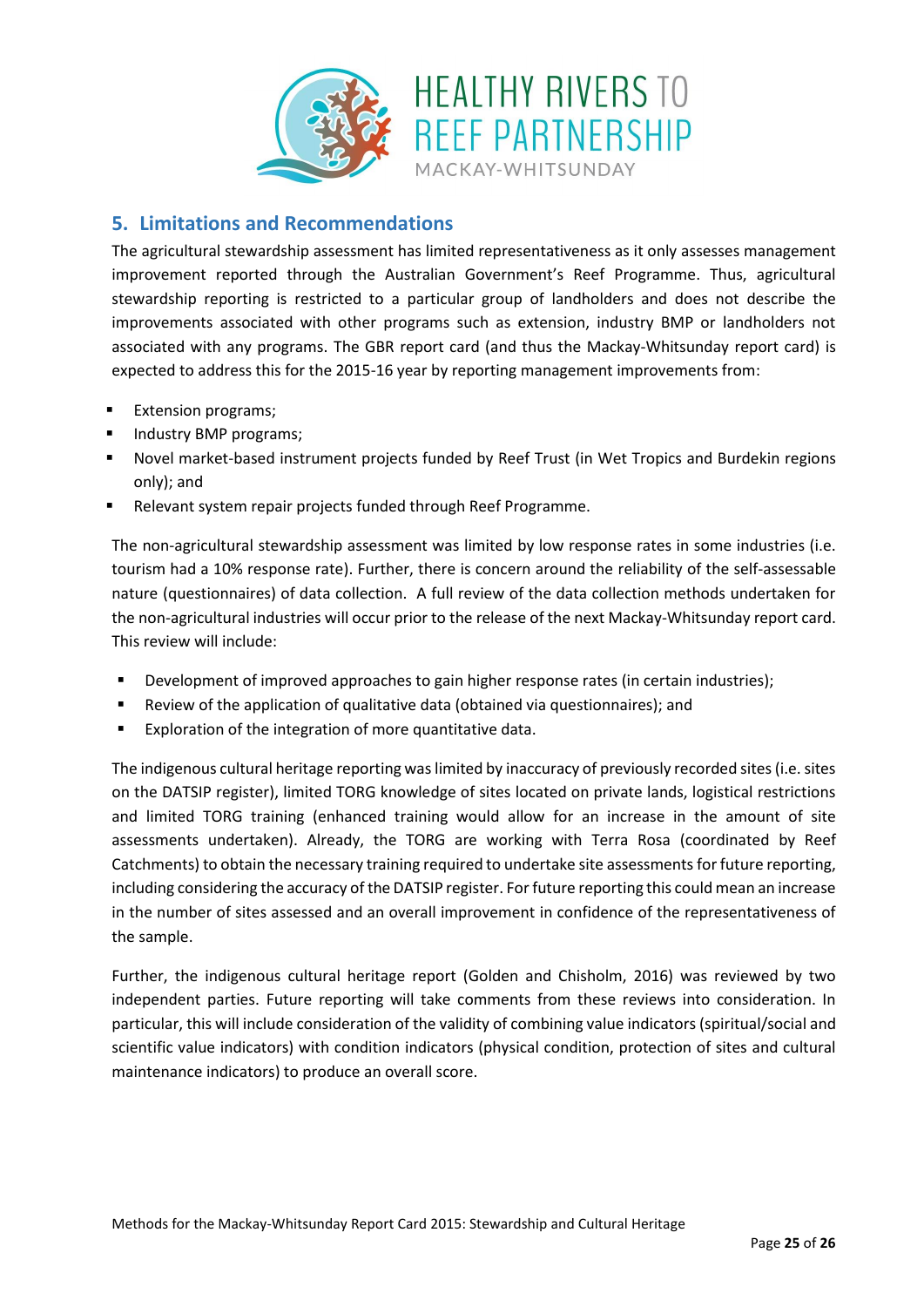## 5. Limitations and Recommendations

The agricultural stewardship assessment has limited representativeness as it only assesses management improvement reported through the Australian Government's Reef Programme. Thus, agricultural stewardship reporting is restricted to a particular group of landholders and does not describe the improvements associated with other programs such as extension, industry BMP or landholders not associated with any programs. The GBR report card (and thus the Mackay-Whitsunday report card) is expected to address this for the 2015-16 year by reporting management improvements from:

- Extension programs;
- Industry BMP programs;
- Novel market-based instrument projects funded by Reef Trust (in Wet Tropics and Burdekin regions only); and
- Relevant system repair projects funded through Reef Programme.

The non-agricultural stewardship assessment was limited by low response rates in some industries (i.e. tourism had a 10% response rate). Further, there is concern around the reliability of the self-assessable nature (questionnaires) of data collection. A full review of the data collection methods undertaken for the non-agricultural industries will occur prior to the release of the next Mackay-Whitsunday report card. This review will include:

- Development of improved approaches to gain higher response rates (in certain industries);
- Review of the application of qualitative data (obtained via questionnaires); and
- Exploration of the integration of more quantitative data.

The indigenous cultural heritage reporting was limited by inaccuracy of previously recorded sites (i.e. sites on the DATSIP register), limited TORG knowledge of sites located on private lands, logistical restrictions and limited TORG training (enhanced training would allow for an increase in the amount of site assessments undertaken). Already, the TORG are working with Terra Rosa (coordinated by Reef Catchments) to obtain the necessary training required to undertake site assessments for future reporting, including considering the accuracy of the DATSIP register. For future reporting this could mean an increase in the number of sites assessed and an overall improvement in confidence of the representativeness of the sample.

Further, the indigenous cultural heritage report (Golden and Chisholm, 2016) was reviewed by two independent parties. Future reporting will take comments from these reviews into consideration. In particular, this will include consideration of the validity of combining value indicators (spiritual/social and scientific value indicators) with condition indicators (physical condition, protection of sites and cultural maintenance indicators) to produce an overall score.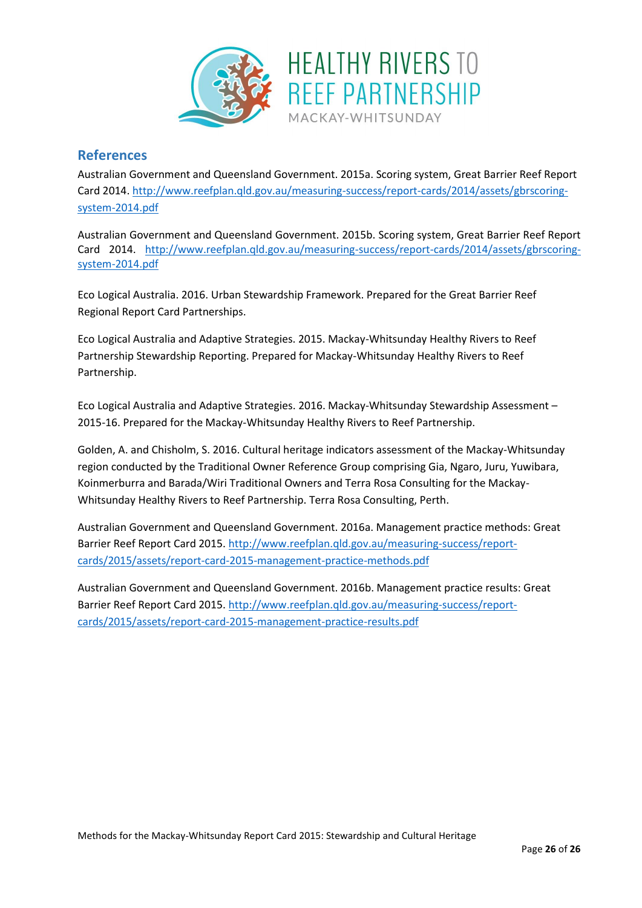## References

Australian Government and Queensland Government. 2015a. Scoring system, Great Barrier Reef Report Card 2014. http://www.reefplan.qld.gov.au/measuring-success/report-cards/2014/assets/gbrscoring-system-2014.pdf

Australian Government and Queensland Government. 2015b. Scoring system, Great Barrier Reef Report Card 2014. http://www.reefplan.qld.gov.au/measuring-success/report-cards/2014/assets/gbrscoring-system-2014.pdf

Eco Logical Australia. 2016. Urban Stewardship Framework. Prepared for the Great Barrier Reef Regional Report Card Partnerships.

Eco Logical Australia and Adaptive Strategies. 2015. Mackay-Whitsunday Healthy Rivers to Reef Partnership Stewardship Reporting. Prepared for Mackay-Whitsunday Healthy Rivers to Reef Partnership.

Eco Logical Australia and Adaptive Strategies. 2016. Mackay-Whitsunday Stewardship Assessment – 2015-16. Prepared for the Mackay-Whitsunday Healthy Rivers to Reef Partnership.

Golden, A. and Chisholm, S. 2016. Cultural heritage indicators assessment of the Mackay-Whitsunday region conducted by the Traditional Owner Reference Group comprising Gia, Ngaro, Juru, Yuwibara, Koinmerburra and Barada/Wiri Traditional Owners and Terra Rosa Consulting for the Mackay-Whitsunday Healthy Rivers to Reef Partnership. Terra Rosa Consulting, Perth.

Australian Government and Queensland Government. 2016a. Management practice methods: Great Barrier Reef Report Card 2015. http://www.reefplan.qld.gov.au/measuring-success/report-cards/2015/assets/report-card-2015-management-practice-methods.pdf

Australian Government and Queensland Government. 2016b. Management practice results: Great Barrier Reef Report Card 2015. http://www.reefplan.qld.gov.au/measuring-success/report-cards/2015/assets/report-card-2015-management-practice-results.pdf